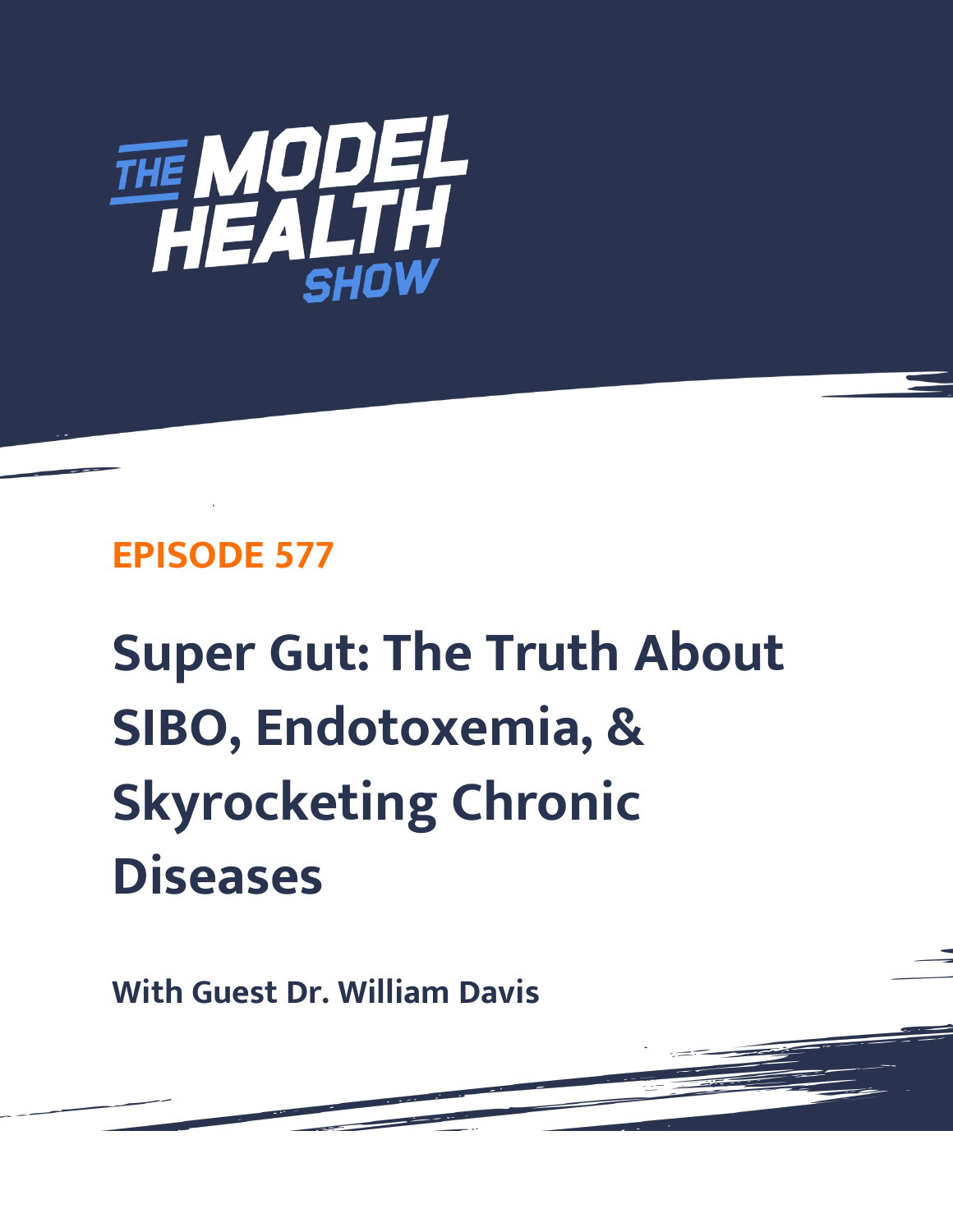# THE MODEL HEALTH SHOW

**EPISODE 577**

# Super Gut: The Truth About SIBO, Endotoxemia, & Skyrocketing Chronic Diseases

**With Guest Dr. William Davis**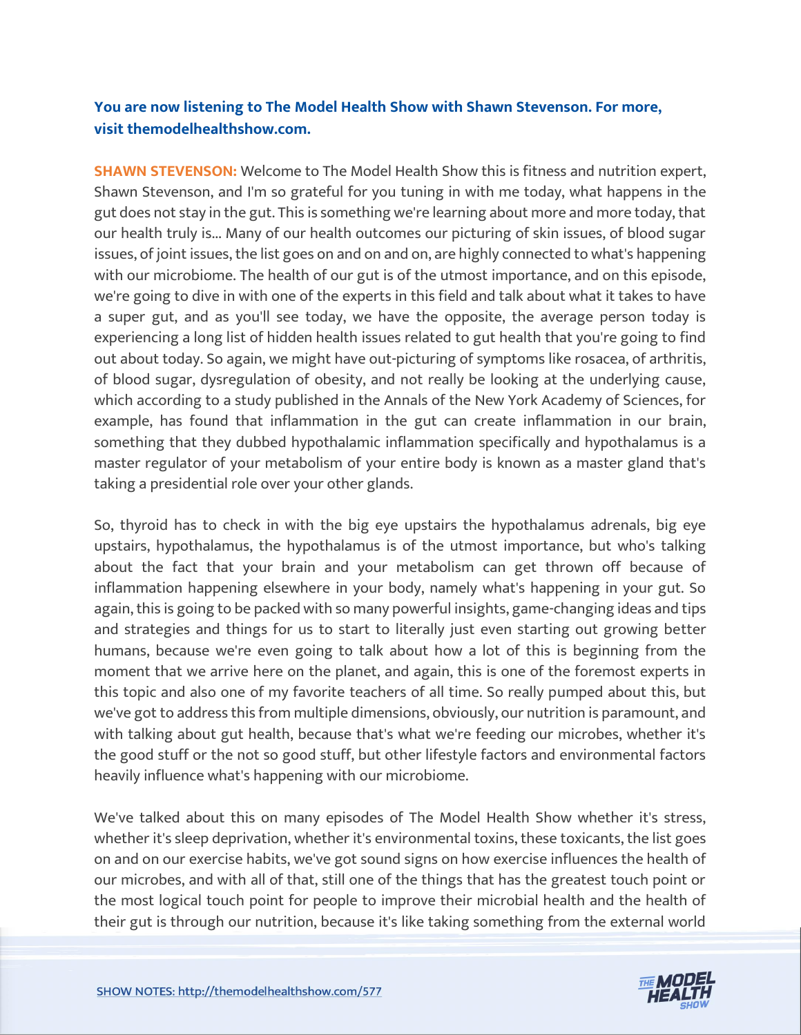**You are now listening to The Model Health Show with Shawn Stevenson. For more, visit themodelhealthshow.com.**

**SHAWN STEVENSON:** Welcome to The Model Health Show this is fitness and nutrition expert, Shawn Stevenson, and I'm so grateful for you tuning in with me today, what happens in the gut does not stay in the gut. This is something we're learning about more and more today, that our health truly is... Many of our health outcomes our picturing of skin issues, of blood sugar issues, of joint issues, the list goes on and on and on, are highly connected to what's happening with our microbiome. The health of our gut is of the utmost importance, and on this episode, we're going to dive in with one of the experts in this field and talk about what it takes to have a super gut, and as you'll see today, we have the opposite, the average person today is experiencing a long list of hidden health issues related to gut health that you're going to find out about today. So again, we might have out-picturing of symptoms like rosacea, of arthritis, of blood sugar, dysregulation of obesity, and not really be looking at the underlying cause, which according to a study published in the Annals of the New York Academy of Sciences, for example, has found that inflammation in the gut can create inflammation in our brain, something that they dubbed hypothalamic inflammation specifically and hypothalamus is a master regulator of your metabolism of your entire body is known as a master gland that's taking a presidential role over your other glands.

So, thyroid has to check in with the big eye upstairs the hypothalamus adrenals, big eye upstairs, hypothalamus, the hypothalamus is of the utmost importance, but who's talking about the fact that your brain and your metabolism can get thrown off because of inflammation happening elsewhere in your body, namely what's happening in your gut. So again, this is going to be packed with so many powerful insights, game-changing ideas and tips and strategies and things for us to start to literally just even starting out growing better humans, because we're even going to talk about how a lot of this is beginning from the moment that we arrive here on the planet, and again, this is one of the foremost experts in this topic and also one of my favorite teachers of all time. So really pumped about this, but we've got to address this from multiple dimensions, obviously, our nutrition is paramount, and with talking about gut health, because that's what we're feeding our microbes, whether it's the good stuff or the not so good stuff, but other lifestyle factors and environmental factors heavily influence what's happening with our microbiome.

We've talked about this on many episodes of The Model Health Show whether it's stress, whether it's sleep deprivation, whether it's environmental toxins, these toxicants, the list goes on and on our exercise habits, we've got sound signs on how exercise influences the health of our microbes, and with all of that, still one of the things that has the greatest touch point or the most logical touch point for people to improve their microbial health and the health of their gut is through our nutrition, because it's like taking something from the external world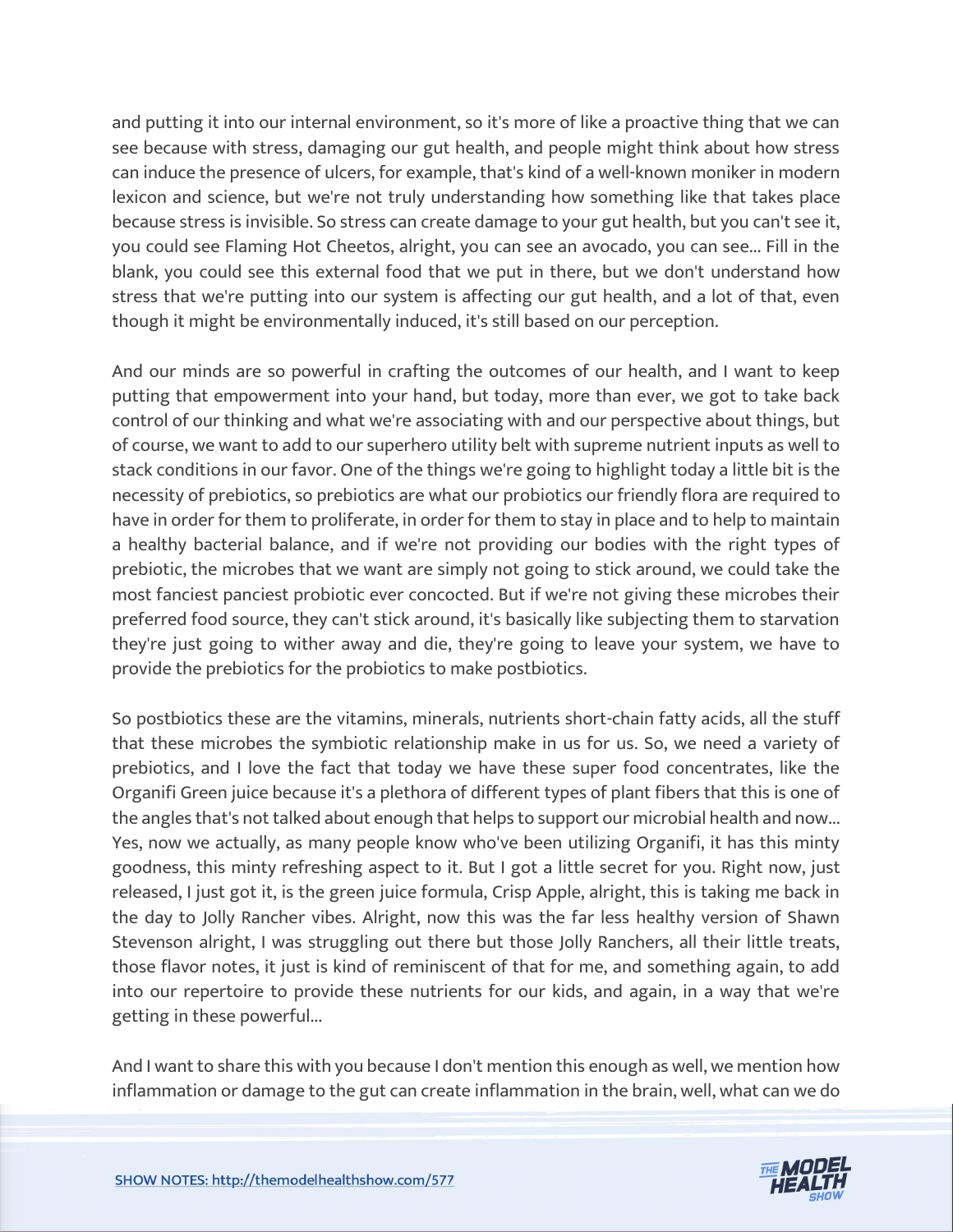and putting it into our internal environment, so it's more of like a proactive thing that we can see because with stress, damaging our gut health, and people might think about how stress can induce the presence of ulcers, for example, that's kind of a well-known moniker in modern lexicon and science, but we're not truly understanding how something like that takes place because stress is invisible. So stress can create damage to your gut health, but you can't see it, you could see Flaming Hot Cheetos, alright, you can see an avocado, you can see... Fill in the blank, you could see this external food that we put in there, but we don't understand how stress that we're putting into our system is affecting our gut health, and a lot of that, even though it might be environmentally induced, it's still based on our perception.

And our minds are so powerful in crafting the outcomes of our health, and I want to keep putting that empowerment into your hand, but today, more than ever, we got to take back control of our thinking and what we're associating with and our perspective about things, but of course, we want to add to our superhero utility belt with supreme nutrient inputs as well to stack conditions in our favor. One of the things we're going to highlight today a little bit is the necessity of prebiotics, so prebiotics are what our probiotics our friendly flora are required to have in order for them to proliferate, in order for them to stay in place and to help to maintain a healthy bacterial balance, and if we're not providing our bodies with the right types of prebiotic, the microbes that we want are simply not going to stick around, we could take the most fanciest panciest probiotic ever concocted. But if we're not giving these microbes their preferred food source, they can't stick around, it's basically like subjecting them to starvation they're just going to wither away and die, they're going to leave your system, we have to provide the prebiotics for the probiotics to make postbiotics.

So postbiotics these are the vitamins, minerals, nutrients short-chain fatty acids, all the stuff that these microbes the symbiotic relationship make in us for us. So, we need a variety of prebiotics, and I love the fact that today we have these super food concentrates, like the Organifi Green juice because it's a plethora of different types of plant fibers that this is one of the angles that's not talked about enough that helps to support our microbial health and now... Yes, now we actually, as many people know who've been utilizing Organifi, it has this minty goodness, this minty refreshing aspect to it. But I got a little secret for you. Right now, just released, I just got it, is the green juice formula, Crisp Apple, alright, this is taking me back in the day to Jolly Rancher vibes. Alright, now this was the far less healthy version of Shawn Stevenson alright, I was struggling out there but those Jolly Ranchers, all their little treats, those flavor notes, it just is kind of reminiscent of that for me, and something again, to add into our repertoire to provide these nutrients for our kids, and again, in a way that we're getting in these powerful...

And I want to share this with you because I don't mention this enough as well, we mention how inflammation or damage to the gut can create inflammation in the brain, well, what can we do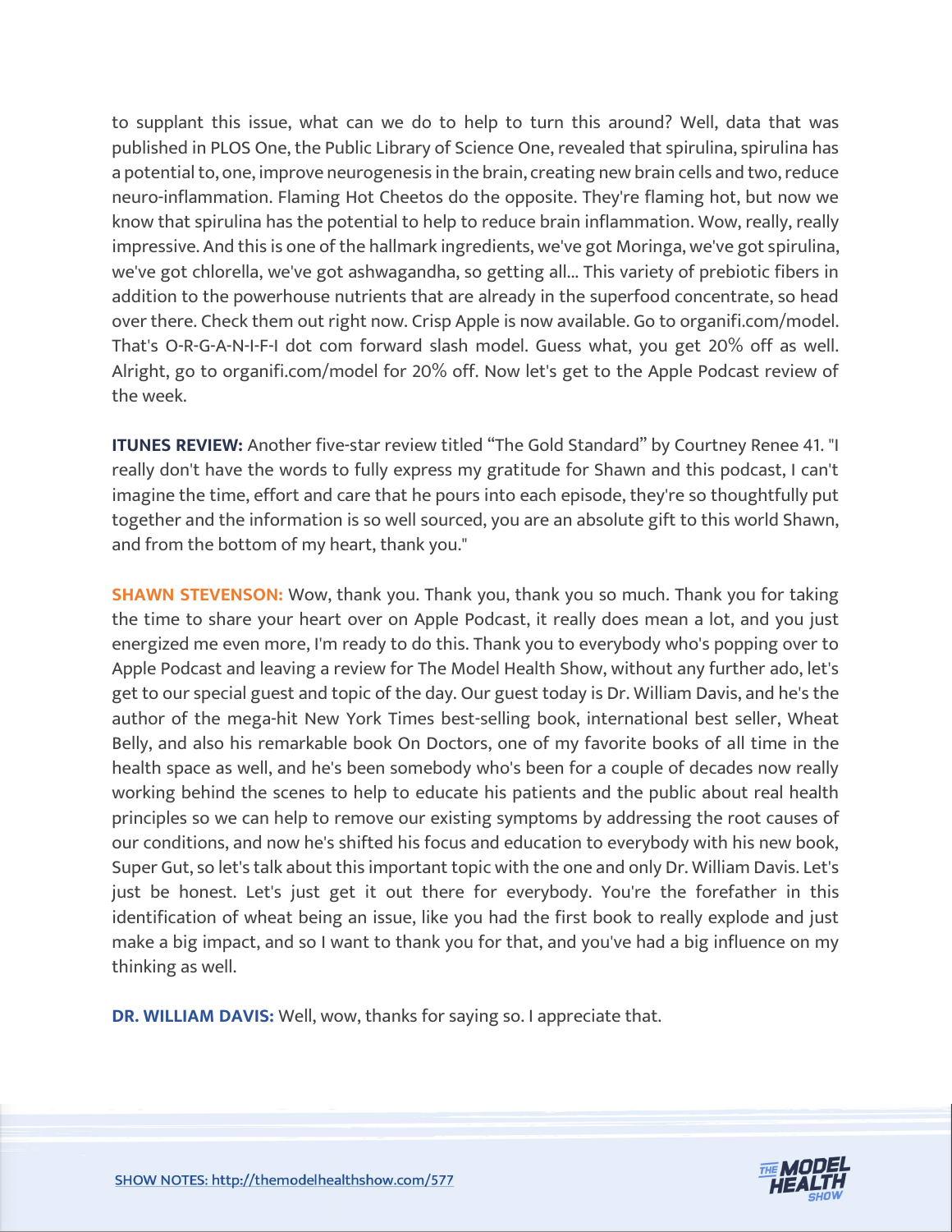to supplant this issue, what can we do to help to turn this around? Well, data that was published in PLOS One, the Public Library of Science One, revealed that spirulina, spirulina has a potential to, one, improve neurogenesis in the brain, creating new brain cells and two, reduce neuro-inflammation. Flaming Hot Cheetos do the opposite. They're flaming hot, but now we know that spirulina has the potential to help to reduce brain inflammation. Wow, really, really impressive. And this is one of the hallmark ingredients, we've got Moringa, we've got spirulina, we've got chlorella, we've got ashwagandha, so getting all... This variety of prebiotic fibers in addition to the powerhouse nutrients that are already in the superfood concentrate, so head over there. Check them out right now. Crisp Apple is now available. Go to organifi.com/model. That's O-R-G-A-N-I-F-I dot com forward slash model. Guess what, you get 20% off as well. Alright, go to organifi.com/model for 20% off. Now let's get to the Apple Podcast review of the week.

**ITUNES REVIEW:** Another five-star review titled "The Gold Standard" by Courtney Renee 41. "I really don't have the words to fully express my gratitude for Shawn and this podcast, I can't imagine the time, effort and care that he pours into each episode, they're so thoughtfully put together and the information is so well sourced, you are an absolute gift to this world Shawn, and from the bottom of my heart, thank you."

**SHAWN STEVENSON:** Wow, thank you. Thank you, thank you so much. Thank you for taking the time to share your heart over on Apple Podcast, it really does mean a lot, and you just energized me even more, I'm ready to do this. Thank you to everybody who's popping over to Apple Podcast and leaving a review for The Model Health Show, without any further ado, let's get to our special guest and topic of the day. Our guest today is Dr. William Davis, and he's the author of the mega-hit New York Times best-selling book, international best seller, Wheat Belly, and also his remarkable book On Doctors, one of my favorite books of all time in the health space as well, and he's been somebody who's been for a couple of decades now really working behind the scenes to help to educate his patients and the public about real health principles so we can help to remove our existing symptoms by addressing the root causes of our conditions, and now he's shifted his focus and education to everybody with his new book, Super Gut, so let's talk about this important topic with the one and only Dr. William Davis. Let's just be honest. Let's just get it out there for everybody. You're the forefather in this identification of wheat being an issue, like you had the first book to really explode and just make a big impact, and so I want to thank you for that, and you've had a big influence on my thinking as well.

**DR. WILLIAM DAVIS:** Well, wow, thanks for saying so. I appreciate that.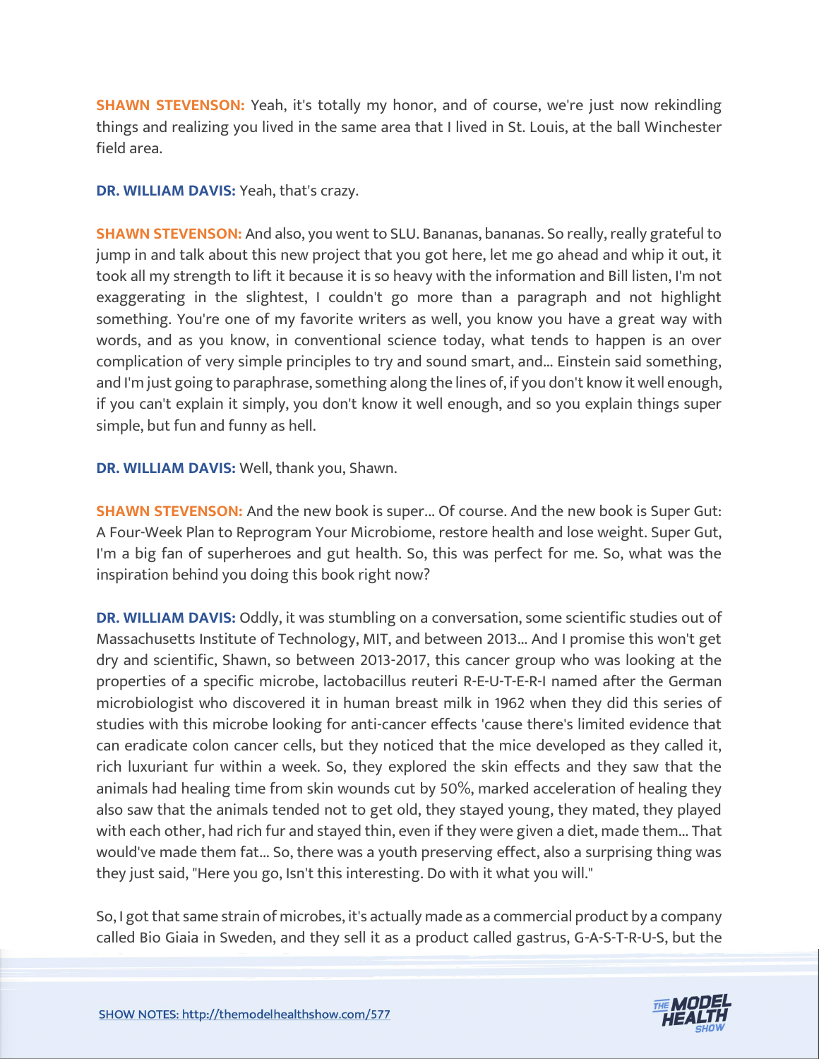**SHAWN STEVENSON:** Yeah, it's totally my honor, and of course, we're just now rekindling things and realizing you lived in the same area that I lived in St. Louis, at the ball Winchester field area.

**DR. WILLIAM DAVIS:** Yeah, that's crazy.

**SHAWN STEVENSON:** And also, you went to SLU. Bananas, bananas. So really, really grateful to jump in and talk about this new project that you got here, let me go ahead and whip it out, it took all my strength to lift it because it is so heavy with the information and Bill listen, I'm not exaggerating in the slightest, I couldn't go more than a paragraph and not highlight something. You're one of my favorite writers as well, you know you have a great way with words, and as you know, in conventional science today, what tends to happen is an over complication of very simple principles to try and sound smart, and... Einstein said something, and I'm just going to paraphrase, something along the lines of, if you don't know it well enough, if you can't explain it simply, you don't know it well enough, and so you explain things super simple, but fun and funny as hell.

**DR. WILLIAM DAVIS:** Well, thank you, Shawn.

**SHAWN STEVENSON:** And the new book is super... Of course. And the new book is Super Gut: A Four-Week Plan to Reprogram Your Microbiome, restore health and lose weight. Super Gut, I'm a big fan of superheroes and gut health. So, this was perfect for me. So, what was the inspiration behind you doing this book right now?

**DR. WILLIAM DAVIS:** Oddly, it was stumbling on a conversation, some scientific studies out of Massachusetts Institute of Technology, MIT, and between 2013... And I promise this won't get dry and scientific, Shawn, so between 2013-2017, this cancer group who was looking at the properties of a specific microbe, lactobacillus reuteri R-E-U-T-E-R-I named after the German microbiologist who discovered it in human breast milk in 1962 when they did this series of studies with this microbe looking for anti-cancer effects 'cause there's limited evidence that can eradicate colon cancer cells, but they noticed that the mice developed as they called it, rich luxuriant fur within a week. So, they explored the skin effects and they saw that the animals had healing time from skin wounds cut by 50%, marked acceleration of healing they also saw that the animals tended not to get old, they stayed young, they mated, they played with each other, had rich fur and stayed thin, even if they were given a diet, made them... That would've made them fat... So, there was a youth preserving effect, also a surprising thing was they just said, "Here you go, Isn't this interesting. Do with it what you will."

So, I got that same strain of microbes, it's actually made as a commercial product by a company called Bio Giaia in Sweden, and they sell it as a product called gastrus, G-A-S-T-R-U-S, but the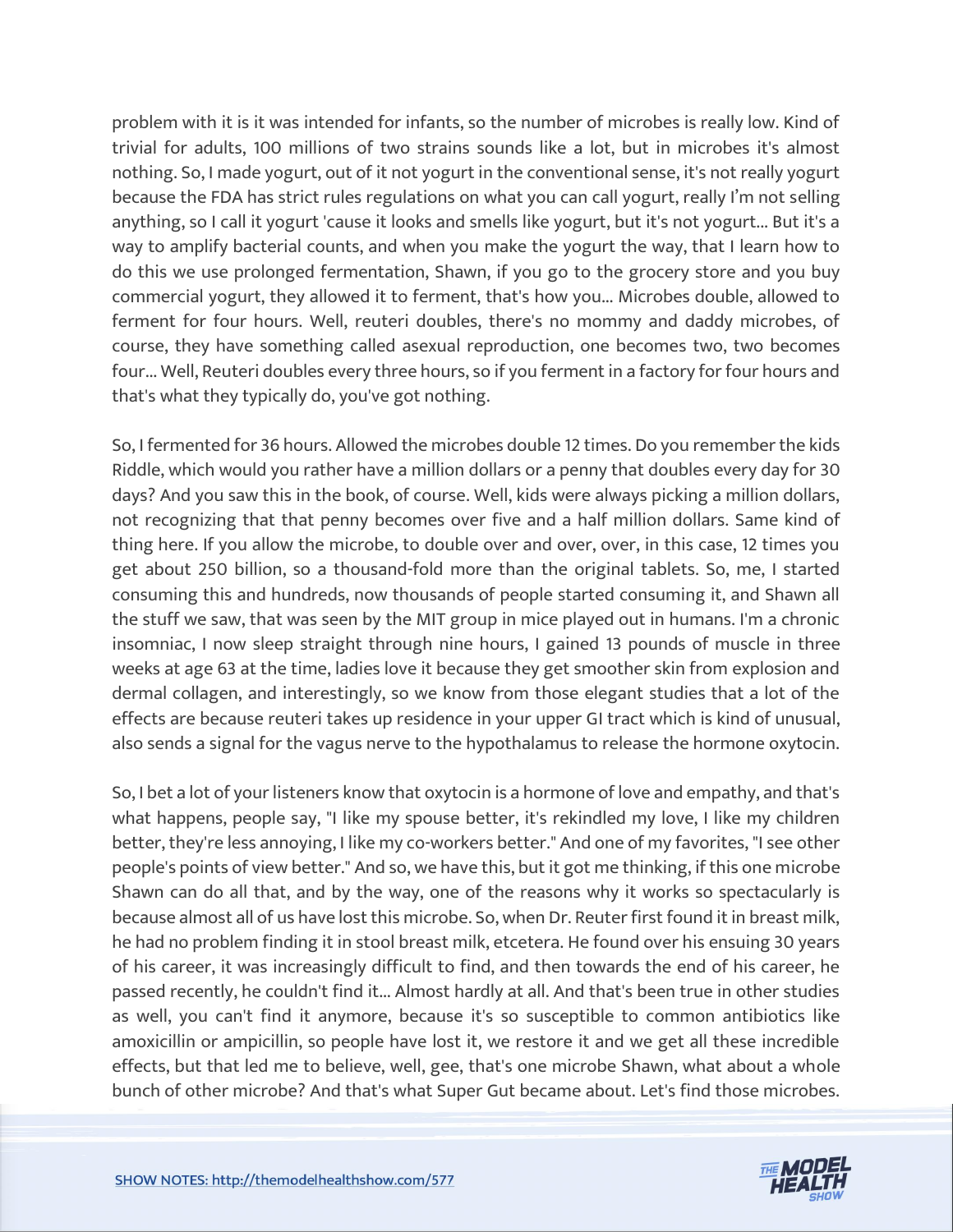problem with it is it was intended for infants, so the number of microbes is really low. Kind of trivial for adults, 100 millions of two strains sounds like a lot, but in microbes it's almost nothing. So, I made yogurt, out of it not yogurt in the conventional sense, it's not really yogurt because the FDA has strict rules regulations on what you can call yogurt, really I'm not selling anything, so I call it yogurt 'cause it looks and smells like yogurt, but it's not yogurt... But it's a way to amplify bacterial counts, and when you make the yogurt the way, that I learn how to do this we use prolonged fermentation, Shawn, if you go to the grocery store and you buy commercial yogurt, they allowed it to ferment, that's how you... Microbes double, allowed to ferment for four hours. Well, reuteri doubles, there's no mommy and daddy microbes, of course, they have something called asexual reproduction, one becomes two, two becomes four... Well, Reuteri doubles every three hours, so if you ferment in a factory for four hours and that's what they typically do, you've got nothing.

So, I fermented for 36 hours. Allowed the microbes double 12 times. Do you remember the kids Riddle, which would you rather have a million dollars or a penny that doubles every day for 30 days? And you saw this in the book, of course. Well, kids were always picking a million dollars, not recognizing that that penny becomes over five and a half million dollars. Same kind of thing here. If you allow the microbe, to double over and over, over, in this case, 12 times you get about 250 billion, so a thousand-fold more than the original tablets. So, me, I started consuming this and hundreds, now thousands of people started consuming it, and Shawn all the stuff we saw, that was seen by the MIT group in mice played out in humans. I'm a chronic insomniac, I now sleep straight through nine hours, I gained 13 pounds of muscle in three weeks at age 63 at the time, ladies love it because they get smoother skin from explosion and dermal collagen, and interestingly, so we know from those elegant studies that a lot of the effects are because reuteri takes up residence in your upper GI tract which is kind of unusual, also sends a signal for the vagus nerve to the hypothalamus to release the hormone oxytocin.

So, I bet a lot of your listeners know that oxytocin is a hormone of love and empathy, and that's what happens, people say, "I like my spouse better, it's rekindled my love, I like my children better, they're less annoying, I like my co-workers better." And one of my favorites, "I see other people's points of view better." And so, we have this, but it got me thinking, if this one microbe Shawn can do all that, and by the way, one of the reasons why it works so spectacularly is because almost all of us have lost this microbe. So, when Dr. Reuter first found it in breast milk, he had no problem finding it in stool breast milk, etcetera. He found over his ensuing 30 years of his career, it was increasingly difficult to find, and then towards the end of his career, he passed recently, he couldn't find it... Almost hardly at all. And that's been true in other studies as well, you can't find it anymore, because it's so susceptible to common antibiotics like amoxicillin or ampicillin, so people have lost it, we restore it and we get all these incredible effects, but that led me to believe, well, gee, that's one microbe Shawn, what about a whole bunch of other microbe? And that's what Super Gut became about. Let's find those microbes.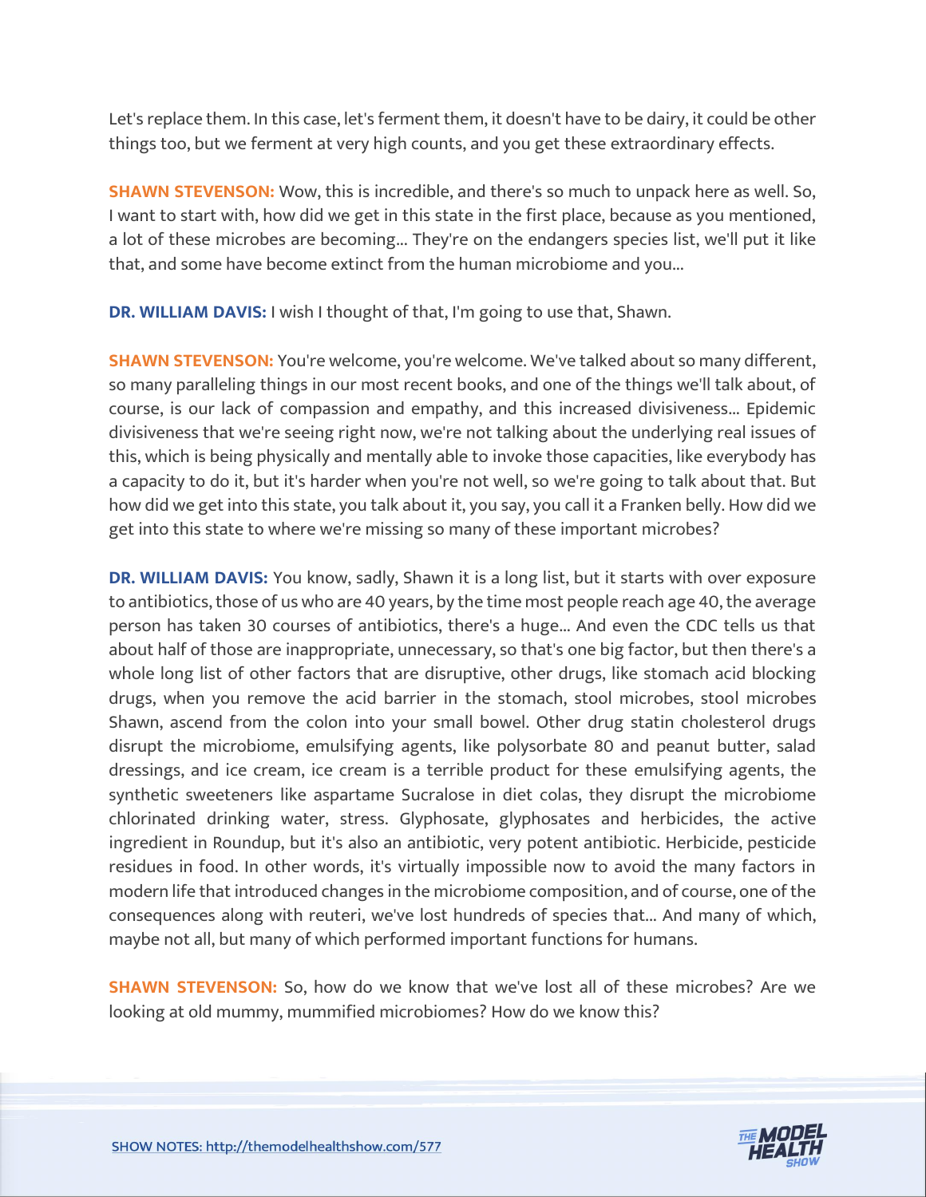Let's replace them. In this case, let's ferment them, it doesn't have to be dairy, it could be other things too, but we ferment at very high counts, and you get these extraordinary effects.

**SHAWN STEVENSON:** Wow, this is incredible, and there's so much to unpack here as well. So, I want to start with, how did we get in this state in the first place, because as you mentioned, a lot of these microbes are becoming... They're on the endangers species list, we'll put it like that, and some have become extinct from the human microbiome and you...

**DR. WILLIAM DAVIS:** I wish I thought of that, I'm going to use that, Shawn.

**SHAWN STEVENSON:** You're welcome, you're welcome. We've talked about so many different, so many paralleling things in our most recent books, and one of the things we'll talk about, of course, is our lack of compassion and empathy, and this increased divisiveness... Epidemic divisiveness that we're seeing right now, we're not talking about the underlying real issues of this, which is being physically and mentally able to invoke those capacities, like everybody has a capacity to do it, but it's harder when you're not well, so we're going to talk about that. But how did we get into this state, you talk about it, you say, you call it a Franken belly. How did we get into this state to where we're missing so many of these important microbes?

**DR. WILLIAM DAVIS:** You know, sadly, Shawn it is a long list, but it starts with over exposure to antibiotics, those of us who are 40 years, by the time most people reach age 40, the average person has taken 30 courses of antibiotics, there's a huge... And even the CDC tells us that about half of those are inappropriate, unnecessary, so that's one big factor, but then there's a whole long list of other factors that are disruptive, other drugs, like stomach acid blocking drugs, when you remove the acid barrier in the stomach, stool microbes, stool microbes Shawn, ascend from the colon into your small bowel. Other drug statin cholesterol drugs disrupt the microbiome, emulsifying agents, like polysorbate 80 and peanut butter, salad dressings, and ice cream, ice cream is a terrible product for these emulsifying agents, the synthetic sweeteners like aspartame Sucralose in diet colas, they disrupt the microbiome chlorinated drinking water, stress. Glyphosate, glyphosates and herbicides, the active ingredient in Roundup, but it's also an antibiotic, very potent antibiotic. Herbicide, pesticide residues in food. In other words, it's virtually impossible now to avoid the many factors in modern life that introduced changes in the microbiome composition, and of course, one of the consequences along with reuteri, we've lost hundreds of species that... And many of which, maybe not all, but many of which performed important functions for humans.

**SHAWN STEVENSON:** So, how do we know that we've lost all of these microbes? Are we looking at old mummy, mummified microbiomes? How do we know this?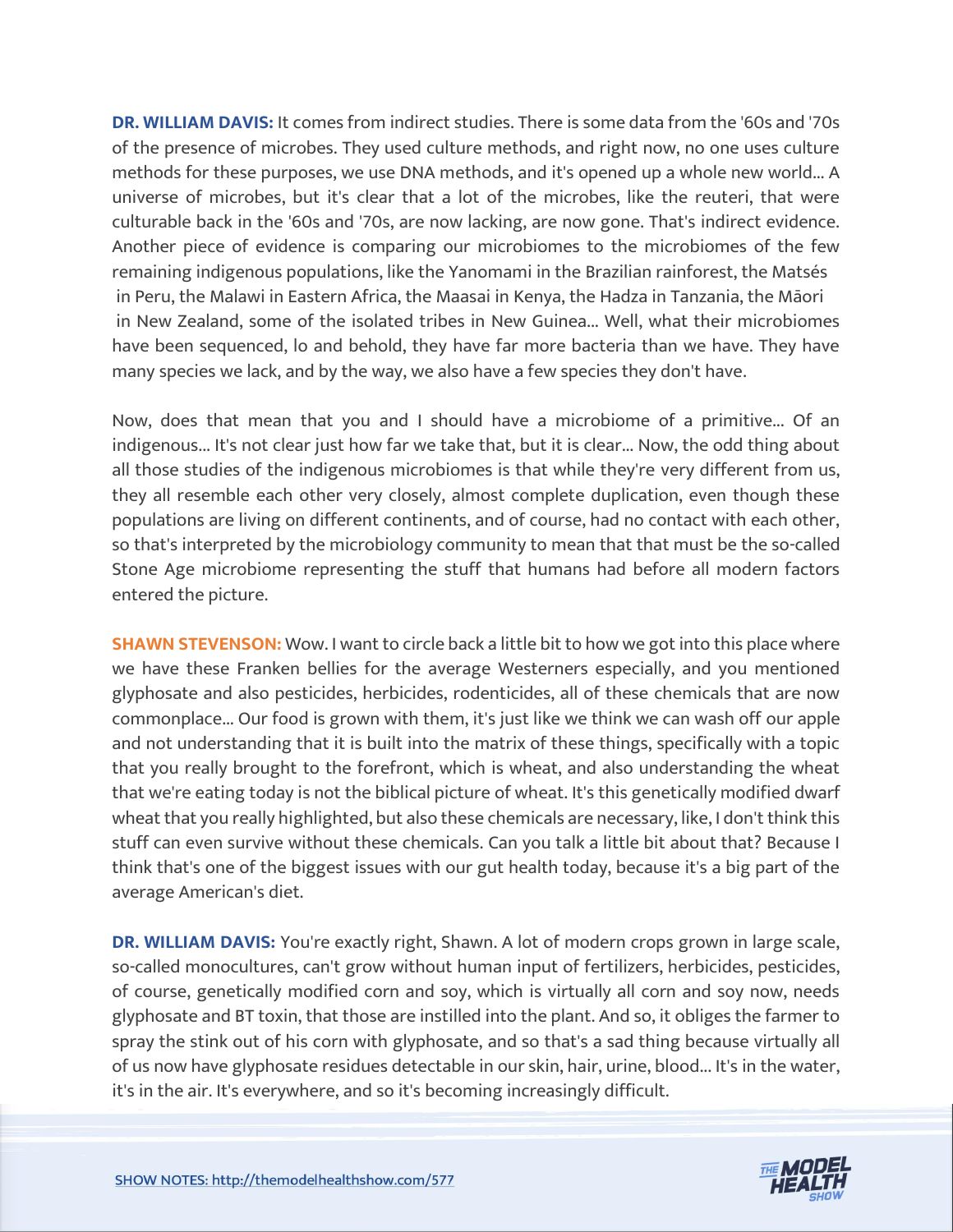**DR. WILLIAM DAVIS:** It comes from indirect studies. There is some data from the '60s and '70s of the presence of microbes. They used culture methods, and right now, no one uses culture methods for these purposes, we use DNA methods, and it's opened up a whole new world... A universe of microbes, but it's clear that a lot of the microbes, like the reuteri, that were culturable back in the '60s and '70s, are now lacking, are now gone. That's indirect evidence. Another piece of evidence is comparing our microbiomes to the microbiomes of the few remaining indigenous populations, like the Yanomami in the Brazilian rainforest, the Matsés in Peru, the Malawi in Eastern Africa, the Maasai in Kenya, the Hadza in Tanzania, the Māori in New Zealand, some of the isolated tribes in New Guinea... Well, what their microbiomes have been sequenced, lo and behold, they have far more bacteria than we have. They have many species we lack, and by the way, we also have a few species they don't have.

Now, does that mean that you and I should have a microbiome of a primitive... Of an indigenous... It's not clear just how far we take that, but it is clear... Now, the odd thing about all those studies of the indigenous microbiomes is that while they're very different from us, they all resemble each other very closely, almost complete duplication, even though these populations are living on different continents, and of course, had no contact with each other, so that's interpreted by the microbiology community to mean that that must be the so-called Stone Age microbiome representing the stuff that humans had before all modern factors entered the picture.

**SHAWN STEVENSON:** Wow. I want to circle back a little bit to how we got into this place where we have these Franken bellies for the average Westerners especially, and you mentioned glyphosate and also pesticides, herbicides, rodenticides, all of these chemicals that are now commonplace... Our food is grown with them, it's just like we think we can wash off our apple and not understanding that it is built into the matrix of these things, specifically with a topic that you really brought to the forefront, which is wheat, and also understanding the wheat that we're eating today is not the biblical picture of wheat. It's this genetically modified dwarf wheat that you really highlighted, but also these chemicals are necessary, like, I don't think this stuff can even survive without these chemicals. Can you talk a little bit about that? Because I think that's one of the biggest issues with our gut health today, because it's a big part of the average American's diet.

**DR. WILLIAM DAVIS:** You're exactly right, Shawn. A lot of modern crops grown in large scale, so-called monocultures, can't grow without human input of fertilizers, herbicides, pesticides, of course, genetically modified corn and soy, which is virtually all corn and soy now, needs glyphosate and BT toxin, that those are instilled into the plant. And so, it obliges the farmer to spray the stink out of his corn with glyphosate, and so that's a sad thing because virtually all of us now have glyphosate residues detectable in our skin, hair, urine, blood... It's in the water, it's in the air. It's everywhere, and so it's becoming increasingly difficult.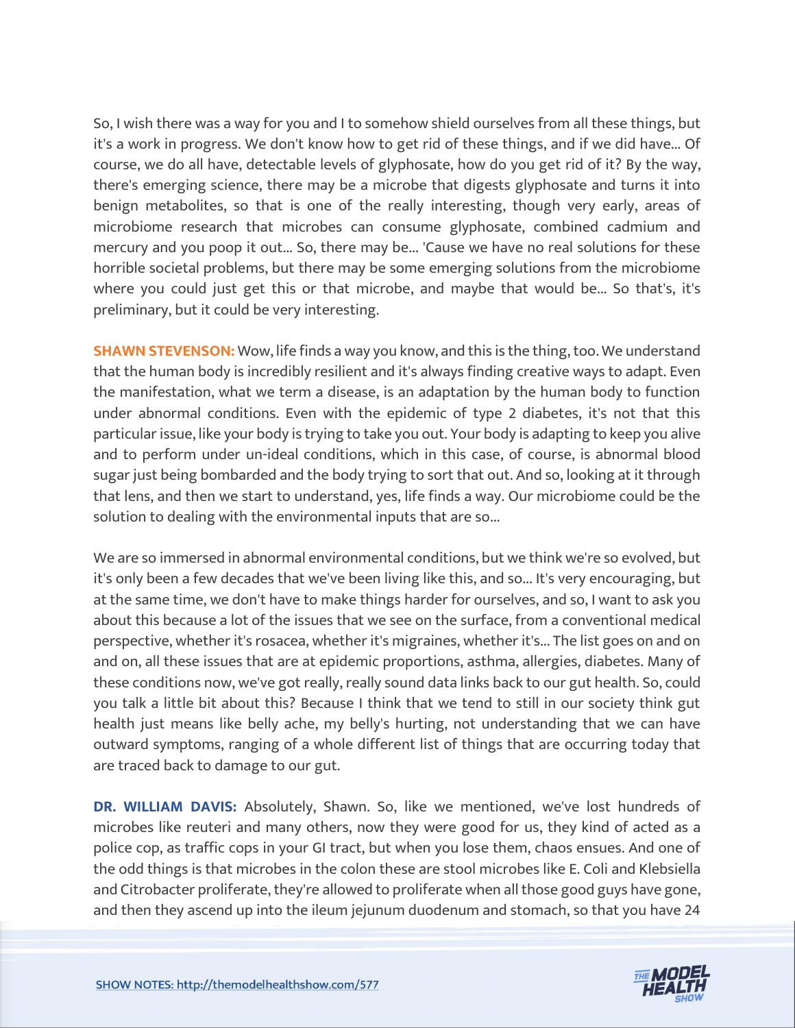So, I wish there was a way for you and I to somehow shield ourselves from all these things, but it's a work in progress. We don't know how to get rid of these things, and if we did have... Of course, we do all have, detectable levels of glyphosate, how do you get rid of it? By the way, there's emerging science, there may be a microbe that digests glyphosate and turns it into benign metabolites, so that is one of the really interesting, though very early, areas of microbiome research that microbes can consume glyphosate, combined cadmium and mercury and you poop it out... So, there may be... 'Cause we have no real solutions for these horrible societal problems, but there may be some emerging solutions from the microbiome where you could just get this or that microbe, and maybe that would be... So that's, it's preliminary, but it could be very interesting.

**SHAWN STEVENSON:** Wow, life finds a way you know, and this is the thing, too. We understand that the human body is incredibly resilient and it's always finding creative ways to adapt. Even the manifestation, what we term a disease, is an adaptation by the human body to function under abnormal conditions. Even with the epidemic of type 2 diabetes, it's not that this particular issue, like your body is trying to take you out. Your body is adapting to keep you alive and to perform under un-ideal conditions, which in this case, of course, is abnormal blood sugar just being bombarded and the body trying to sort that out. And so, looking at it through that lens, and then we start to understand, yes, life finds a way. Our microbiome could be the solution to dealing with the environmental inputs that are so...

We are so immersed in abnormal environmental conditions, but we think we're so evolved, but it's only been a few decades that we've been living like this, and so... It's very encouraging, but at the same time, we don't have to make things harder for ourselves, and so, I want to ask you about this because a lot of the issues that we see on the surface, from a conventional medical perspective, whether it's rosacea, whether it's migraines, whether it's... The list goes on and on and on, all these issues that are at epidemic proportions, asthma, allergies, diabetes. Many of these conditions now, we've got really, really sound data links back to our gut health. So, could you talk a little bit about this? Because I think that we tend to still in our society think gut health just means like belly ache, my belly's hurting, not understanding that we can have outward symptoms, ranging of a whole different list of things that are occurring today that are traced back to damage to our gut.

**DR. WILLIAM DAVIS:** Absolutely, Shawn. So, like we mentioned, we've lost hundreds of microbes like reuteri and many others, now they were good for us, they kind of acted as a police cop, as traffic cops in your GI tract, but when you lose them, chaos ensues. And one of the odd things is that microbes in the colon these are stool microbes like E. Coli and Klebsiella and Citrobacter proliferate, they're allowed to proliferate when all those good guys have gone, and then they ascend up into the ileum jejunum duodenum and stomach, so that you have 24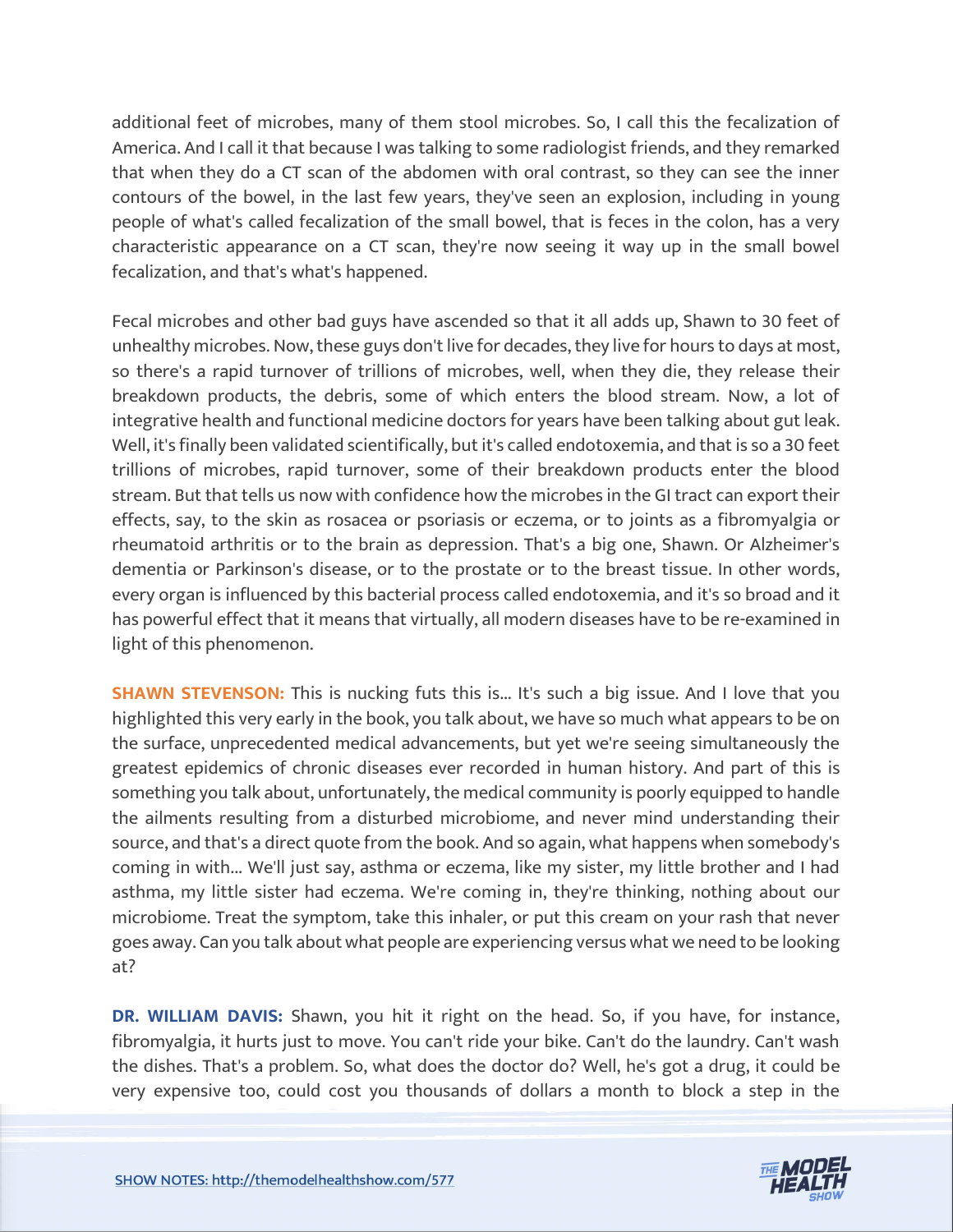additional feet of microbes, many of them stool microbes. So, I call this the fecalization of America. And I call it that because I was talking to some radiologist friends, and they remarked that when they do a CT scan of the abdomen with oral contrast, so they can see the inner contours of the bowel, in the last few years, they've seen an explosion, including in young people of what's called fecalization of the small bowel, that is feces in the colon, has a very characteristic appearance on a CT scan, they're now seeing it way up in the small bowel fecalization, and that's what's happened.

Fecal microbes and other bad guys have ascended so that it all adds up, Shawn to 30 feet of unhealthy microbes. Now, these guys don't live for decades, they live for hours to days at most, so there's a rapid turnover of trillions of microbes, well, when they die, they release their breakdown products, the debris, some of which enters the blood stream. Now, a lot of integrative health and functional medicine doctors for years have been talking about gut leak. Well, it's finally been validated scientifically, but it's called endotoxemia, and that is so a 30 feet trillions of microbes, rapid turnover, some of their breakdown products enter the blood stream. But that tells us now with confidence how the microbes in the GI tract can export their effects, say, to the skin as rosacea or psoriasis or eczema, or to joints as a fibromyalgia or rheumatoid arthritis or to the brain as depression. That's a big one, Shawn. Or Alzheimer's dementia or Parkinson's disease, or to the prostate or to the breast tissue. In other words, every organ is influenced by this bacterial process called endotoxemia, and it's so broad and it has powerful effect that it means that virtually, all modern diseases have to be re-examined in light of this phenomenon.

**SHAWN STEVENSON:** This is nucking futs this is... It's such a big issue. And I love that you highlighted this very early in the book, you talk about, we have so much what appears to be on the surface, unprecedented medical advancements, but yet we're seeing simultaneously the greatest epidemics of chronic diseases ever recorded in human history. And part of this is something you talk about, unfortunately, the medical community is poorly equipped to handle the ailments resulting from a disturbed microbiome, and never mind understanding their source, and that's a direct quote from the book. And so again, what happens when somebody's coming in with... We'll just say, asthma or eczema, like my sister, my little brother and I had asthma, my little sister had eczema. We're coming in, they're thinking, nothing about our microbiome. Treat the symptom, take this inhaler, or put this cream on your rash that never goes away. Can you talk about what people are experiencing versus what we need to be looking at?

**DR. WILLIAM DAVIS:** Shawn, you hit it right on the head. So, if you have, for instance, fibromyalgia, it hurts just to move. You can't ride your bike. Can't do the laundry. Can't wash the dishes. That's a problem. So, what does the doctor do? Well, he's got a drug, it could be very expensive too, could cost you thousands of dollars a month to block a step in the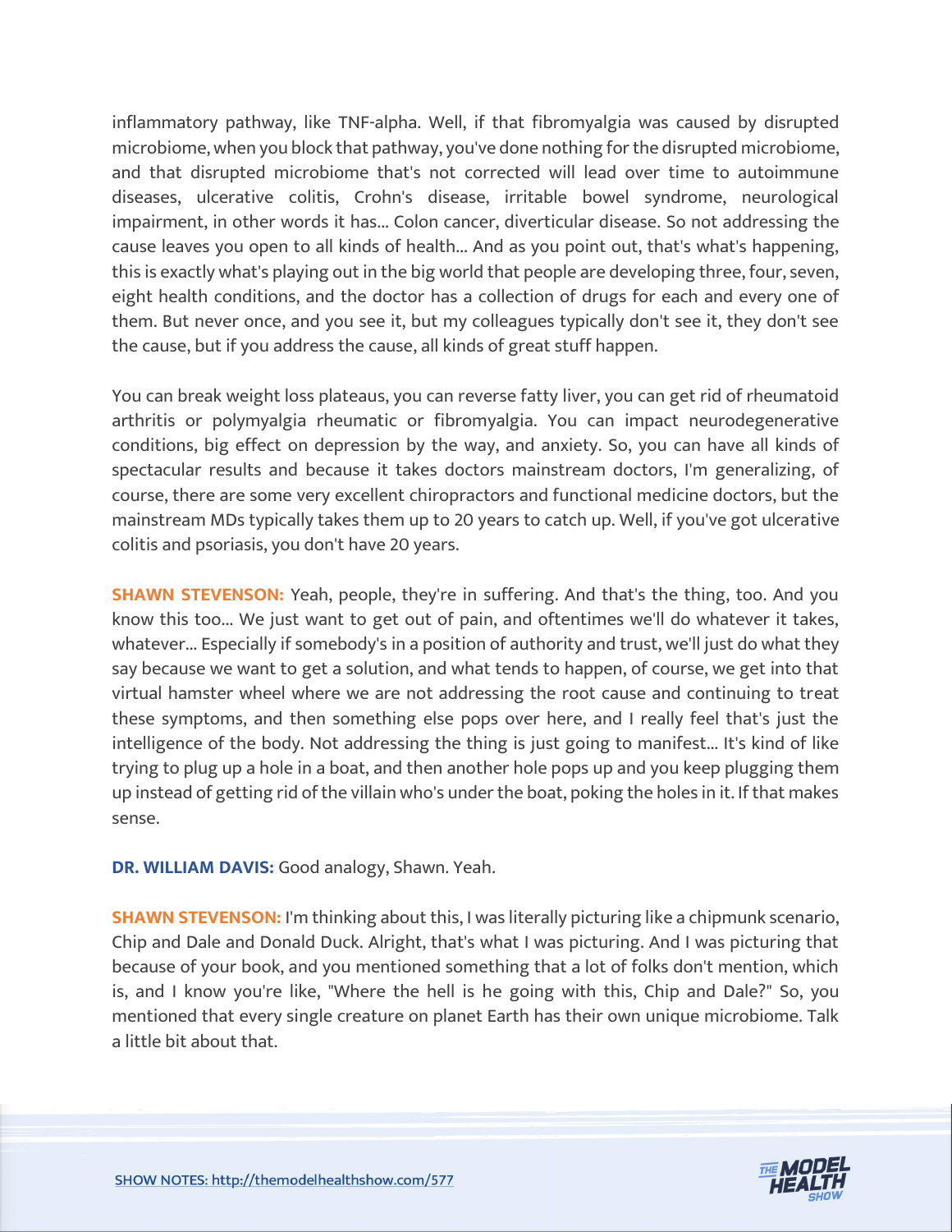inflammatory pathway, like TNF-alpha. Well, if that fibromyalgia was caused by disrupted microbiome, when you block that pathway, you've done nothing for the disrupted microbiome, and that disrupted microbiome that's not corrected will lead over time to autoimmune diseases, ulcerative colitis, Crohn's disease, irritable bowel syndrome, neurological impairment, in other words it has... Colon cancer, diverticular disease. So not addressing the cause leaves you open to all kinds of health... And as you point out, that's what's happening, this is exactly what's playing out in the big world that people are developing three, four, seven, eight health conditions, and the doctor has a collection of drugs for each and every one of them. But never once, and you see it, but my colleagues typically don't see it, they don't see the cause, but if you address the cause, all kinds of great stuff happen.

You can break weight loss plateaus, you can reverse fatty liver, you can get rid of rheumatoid arthritis or polymyalgia rheumatic or fibromyalgia. You can impact neurodegenerative conditions, big effect on depression by the way, and anxiety. So, you can have all kinds of spectacular results and because it takes doctors mainstream doctors, I'm generalizing, of course, there are some very excellent chiropractors and functional medicine doctors, but the mainstream MDs typically takes them up to 20 years to catch up. Well, if you've got ulcerative colitis and psoriasis, you don't have 20 years.

**SHAWN STEVENSON:** Yeah, people, they're in suffering. And that's the thing, too. And you know this too... We just want to get out of pain, and oftentimes we'll do whatever it takes, whatever... Especially if somebody's in a position of authority and trust, we'll just do what they say because we want to get a solution, and what tends to happen, of course, we get into that virtual hamster wheel where we are not addressing the root cause and continuing to treat these symptoms, and then something else pops over here, and I really feel that's just the intelligence of the body. Not addressing the thing is just going to manifest... It's kind of like trying to plug up a hole in a boat, and then another hole pops up and you keep plugging them up instead of getting rid of the villain who's under the boat, poking the holes in it. If that makes sense.

**DR. WILLIAM DAVIS:** Good analogy, Shawn. Yeah.

**SHAWN STEVENSON:** I'm thinking about this, I was literally picturing like a chipmunk scenario, Chip and Dale and Donald Duck. Alright, that's what I was picturing. And I was picturing that because of your book, and you mentioned something that a lot of folks don't mention, which is, and I know you're like, "Where the hell is he going with this, Chip and Dale?" So, you mentioned that every single creature on planet Earth has their own unique microbiome. Talk a little bit about that.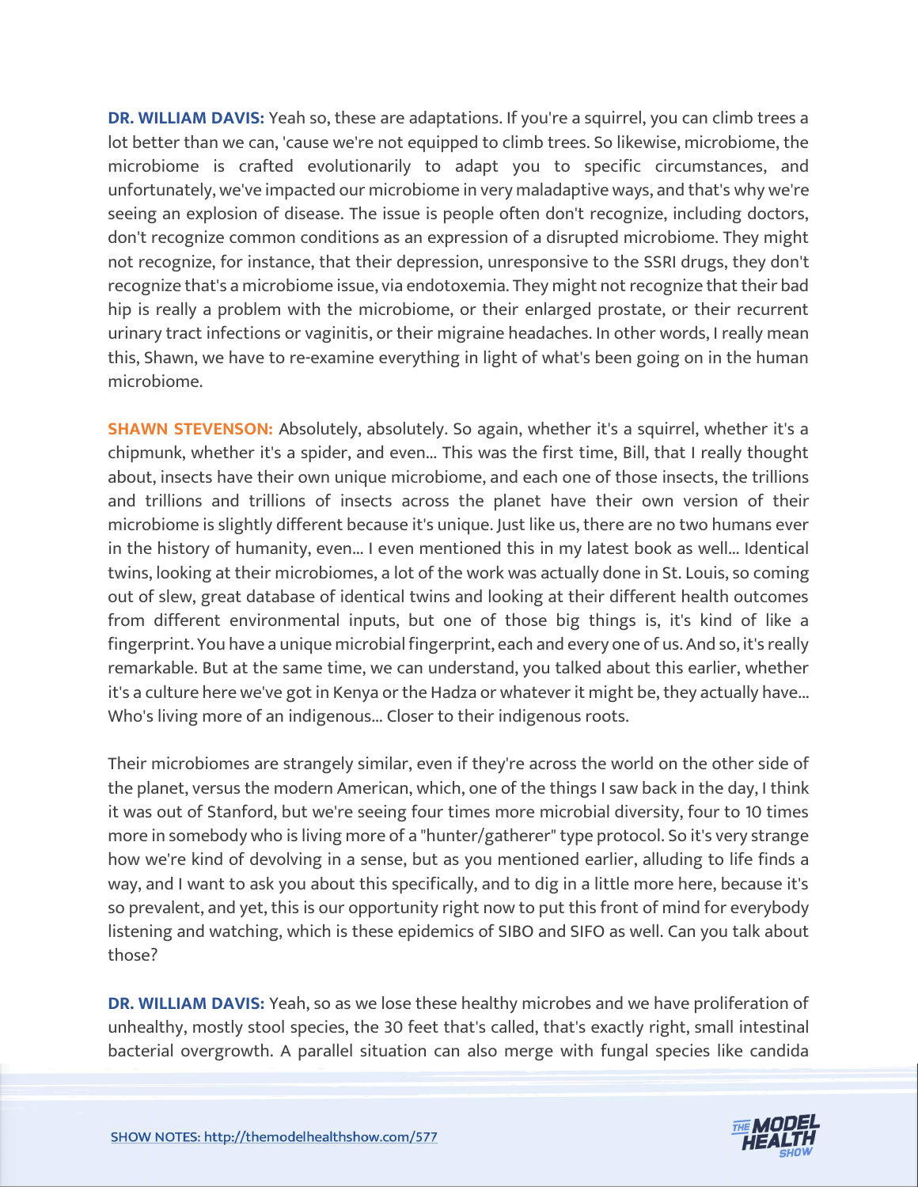**DR. WILLIAM DAVIS:** Yeah so, these are adaptations. If you're a squirrel, you can climb trees a lot better than we can, 'cause we're not equipped to climb trees. So likewise, microbiome, the microbiome is crafted evolutionarily to adapt you to specific circumstances, and unfortunately, we've impacted our microbiome in very maladaptive ways, and that's why we're seeing an explosion of disease. The issue is people often don't recognize, including doctors, don't recognize common conditions as an expression of a disrupted microbiome. They might not recognize, for instance, that their depression, unresponsive to the SSRI drugs, they don't recognize that's a microbiome issue, via endotoxemia. They might not recognize that their bad hip is really a problem with the microbiome, or their enlarged prostate, or their recurrent urinary tract infections or vaginitis, or their migraine headaches. In other words, I really mean this, Shawn, we have to re-examine everything in light of what's been going on in the human microbiome.

**SHAWN STEVENSON:** Absolutely, absolutely. So again, whether it's a squirrel, whether it's a chipmunk, whether it's a spider, and even... This was the first time, Bill, that I really thought about, insects have their own unique microbiome, and each one of those insects, the trillions and trillions and trillions of insects across the planet have their own version of their microbiome is slightly different because it's unique. Just like us, there are no two humans ever in the history of humanity, even... I even mentioned this in my latest book as well... Identical twins, looking at their microbiomes, a lot of the work was actually done in St. Louis, so coming out of slew, great database of identical twins and looking at their different health outcomes from different environmental inputs, but one of those big things is, it's kind of like a fingerprint. You have a unique microbial fingerprint, each and every one of us. And so, it's really remarkable. But at the same time, we can understand, you talked about this earlier, whether it's a culture here we've got in Kenya or the Hadza or whatever it might be, they actually have... Who's living more of an indigenous... Closer to their indigenous roots.

Their microbiomes are strangely similar, even if they're across the world on the other side of the planet, versus the modern American, which, one of the things I saw back in the day, I think it was out of Stanford, but we're seeing four times more microbial diversity, four to 10 times more in somebody who is living more of a "hunter/gatherer" type protocol. So it's very strange how we're kind of devolving in a sense, but as you mentioned earlier, alluding to life finds a way, and I want to ask you about this specifically, and to dig in a little more here, because it's so prevalent, and yet, this is our opportunity right now to put this front of mind for everybody listening and watching, which is these epidemics of SIBO and SIFO as well. Can you talk about those?

**DR. WILLIAM DAVIS:** Yeah, so as we lose these healthy microbes and we have proliferation of unhealthy, mostly stool species, the 30 feet that's called, that's exactly right, small intestinal bacterial overgrowth. A parallel situation can also merge with fungal species like candida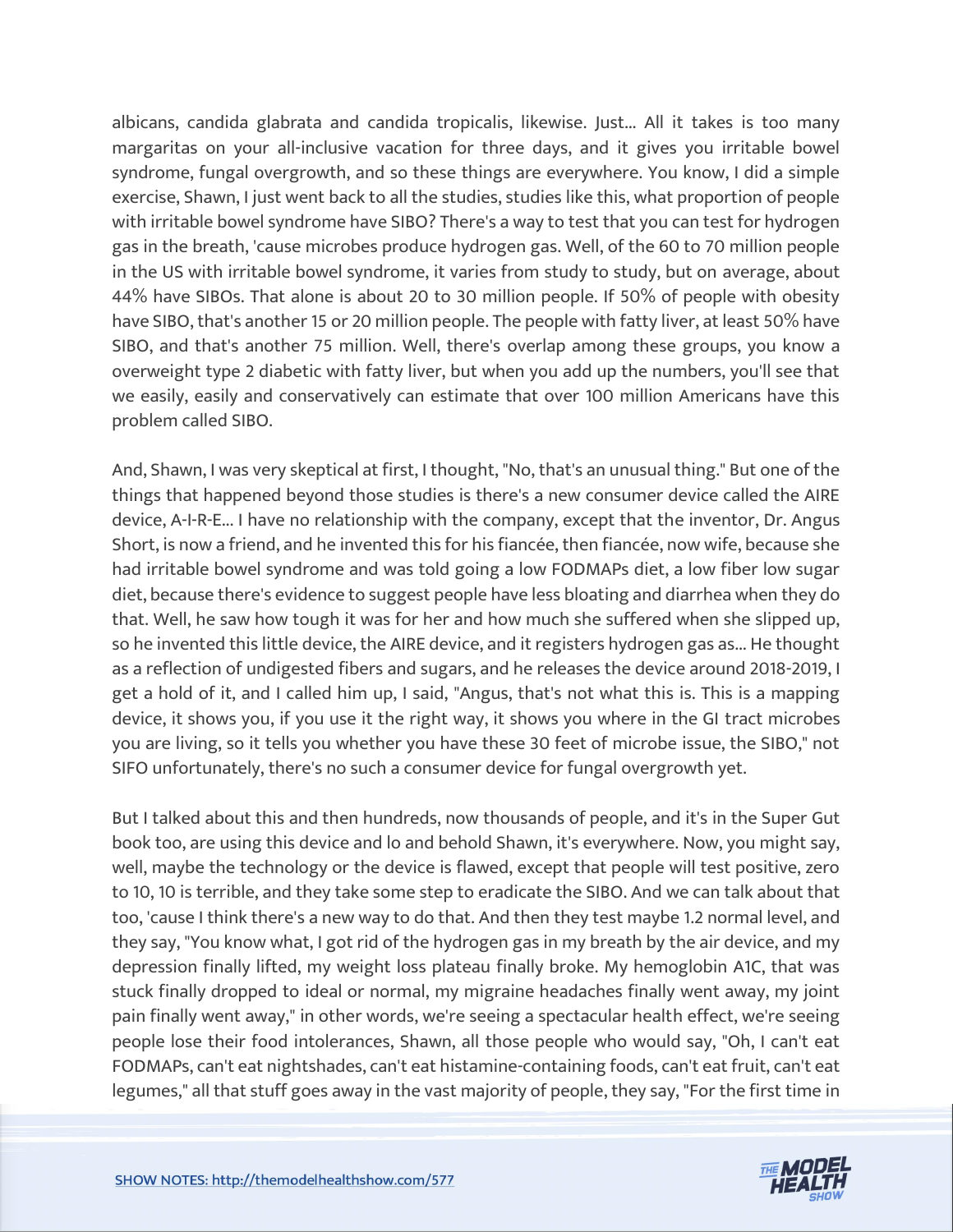albicans, candida glabrata and candida tropicalis, likewise. Just... All it takes is too many margaritas on your all-inclusive vacation for three days, and it gives you irritable bowel syndrome, fungal overgrowth, and so these things are everywhere. You know, I did a simple exercise, Shawn, I just went back to all the studies, studies like this, what proportion of people with irritable bowel syndrome have SIBO? There's a way to test that you can test for hydrogen gas in the breath, 'cause microbes produce hydrogen gas. Well, of the 60 to 70 million people in the US with irritable bowel syndrome, it varies from study to study, but on average, about 44% have SIBOs. That alone is about 20 to 30 million people. If 50% of people with obesity have SIBO, that's another 15 or 20 million people. The people with fatty liver, at least 50% have SIBO, and that's another 75 million. Well, there's overlap among these groups, you know a overweight type 2 diabetic with fatty liver, but when you add up the numbers, you'll see that we easily, easily and conservatively can estimate that over 100 million Americans have this problem called SIBO.

And, Shawn, I was very skeptical at first, I thought, "No, that's an unusual thing." But one of the things that happened beyond those studies is there's a new consumer device called the AIRE device, A-I-R-E... I have no relationship with the company, except that the inventor, Dr. Angus Short, is now a friend, and he invented this for his fiancée, then fiancée, now wife, because she had irritable bowel syndrome and was told going a low FODMAPs diet, a low fiber low sugar diet, because there's evidence to suggest people have less bloating and diarrhea when they do that. Well, he saw how tough it was for her and how much she suffered when she slipped up, so he invented this little device, the AIRE device, and it registers hydrogen gas as... He thought as a reflection of undigested fibers and sugars, and he releases the device around 2018-2019, I get a hold of it, and I called him up, I said, "Angus, that's not what this is. This is a mapping device, it shows you, if you use it the right way, it shows you where in the GI tract microbes you are living, so it tells you whether you have these 30 feet of microbe issue, the SIBO," not SIFO unfortunately, there's no such a consumer device for fungal overgrowth yet.

But I talked about this and then hundreds, now thousands of people, and it's in the Super Gut book too, are using this device and lo and behold Shawn, it's everywhere. Now, you might say, well, maybe the technology or the device is flawed, except that people will test positive, zero to 10, 10 is terrible, and they take some step to eradicate the SIBO. And we can talk about that too, 'cause I think there's a new way to do that. And then they test maybe 1.2 normal level, and they say, "You know what, I got rid of the hydrogen gas in my breath by the air device, and my depression finally lifted, my weight loss plateau finally broke. My hemoglobin A1C, that was stuck finally dropped to ideal or normal, my migraine headaches finally went away, my joint pain finally went away," in other words, we're seeing a spectacular health effect, we're seeing people lose their food intolerances, Shawn, all those people who would say, "Oh, I can't eat FODMAPs, can't eat nightshades, can't eat histamine-containing foods, can't eat fruit, can't eat legumes," all that stuff goes away in the vast majority of people, they say, "For the first time in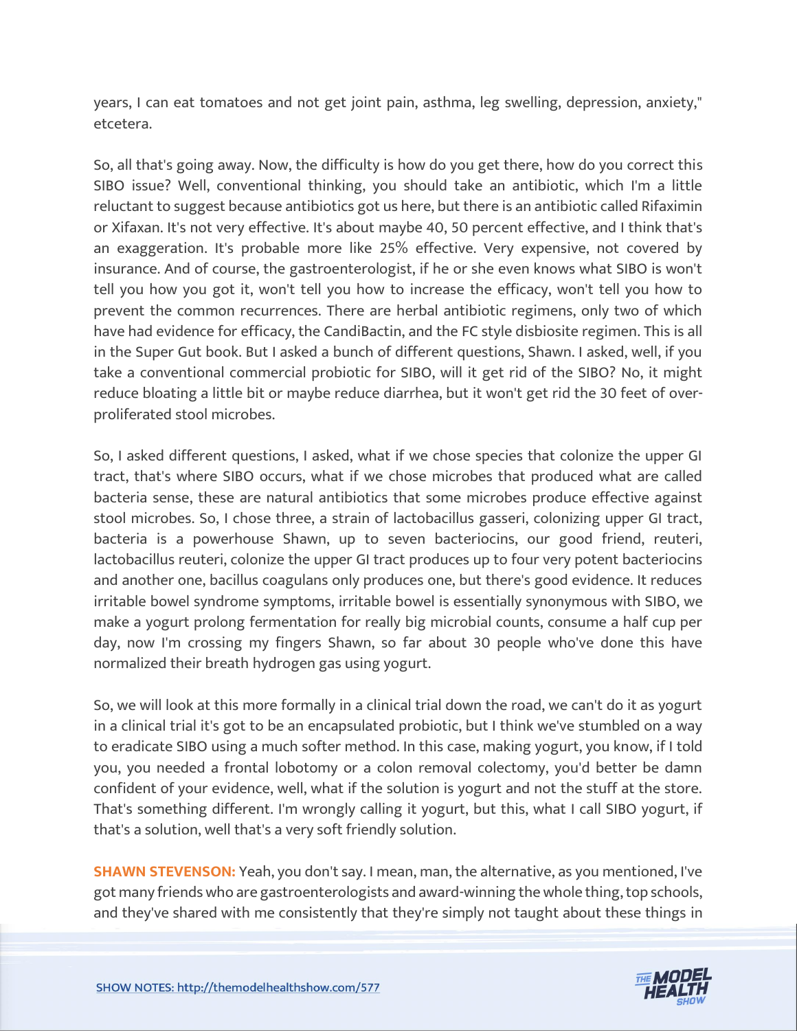years, I can eat tomatoes and not get joint pain, asthma, leg swelling, depression, anxiety," etcetera.

So, all that's going away. Now, the difficulty is how do you get there, how do you correct this SIBO issue? Well, conventional thinking, you should take an antibiotic, which I'm a little reluctant to suggest because antibiotics got us here, but there is an antibiotic called Rifaximin or Xifaxan. It's not very effective. It's about maybe 40, 50 percent effective, and I think that's an exaggeration. It's probable more like 25% effective. Very expensive, not covered by insurance. And of course, the gastroenterologist, if he or she even knows what SIBO is won't tell you how you got it, won't tell you how to increase the efficacy, won't tell you how to prevent the common recurrences. There are herbal antibiotic regimens, only two of which have had evidence for efficacy, the CandiBactin, and the FC style disbiosite regimen. This is all in the Super Gut book. But I asked a bunch of different questions, Shawn. I asked, well, if you take a conventional commercial probiotic for SIBO, will it get rid of the SIBO? No, it might reduce bloating a little bit or maybe reduce diarrhea, but it won't get rid the 30 feet of over-proliferated stool microbes.

So, I asked different questions, I asked, what if we chose species that colonize the upper GI tract, that's where SIBO occurs, what if we chose microbes that produced what are called bacteria sense, these are natural antibiotics that some microbes produce effective against stool microbes. So, I chose three, a strain of lactobacillus gasseri, colonizing upper GI tract, bacteria is a powerhouse Shawn, up to seven bacteriocins, our good friend, reuteri, lactobacillus reuteri, colonize the upper GI tract produces up to four very potent bacteriocins and another one, bacillus coagulans only produces one, but there's good evidence. It reduces irritable bowel syndrome symptoms, irritable bowel is essentially synonymous with SIBO, we make a yogurt prolong fermentation for really big microbial counts, consume a half cup per day, now I'm crossing my fingers Shawn, so far about 30 people who've done this have normalized their breath hydrogen gas using yogurt.

So, we will look at this more formally in a clinical trial down the road, we can't do it as yogurt in a clinical trial it's got to be an encapsulated probiotic, but I think we've stumbled on a way to eradicate SIBO using a much softer method. In this case, making yogurt, you know, if I told you, you needed a frontal lobotomy or a colon removal colectomy, you'd better be damn confident of your evidence, well, what if the solution is yogurt and not the stuff at the store. That's something different. I'm wrongly calling it yogurt, but this, what I call SIBO yogurt, if that's a solution, well that's a very soft friendly solution.

**SHAWN STEVENSON:** Yeah, you don't say. I mean, man, the alternative, as you mentioned, I've got many friends who are gastroenterologists and award-winning the whole thing, top schools, and they've shared with me consistently that they're simply not taught about these things in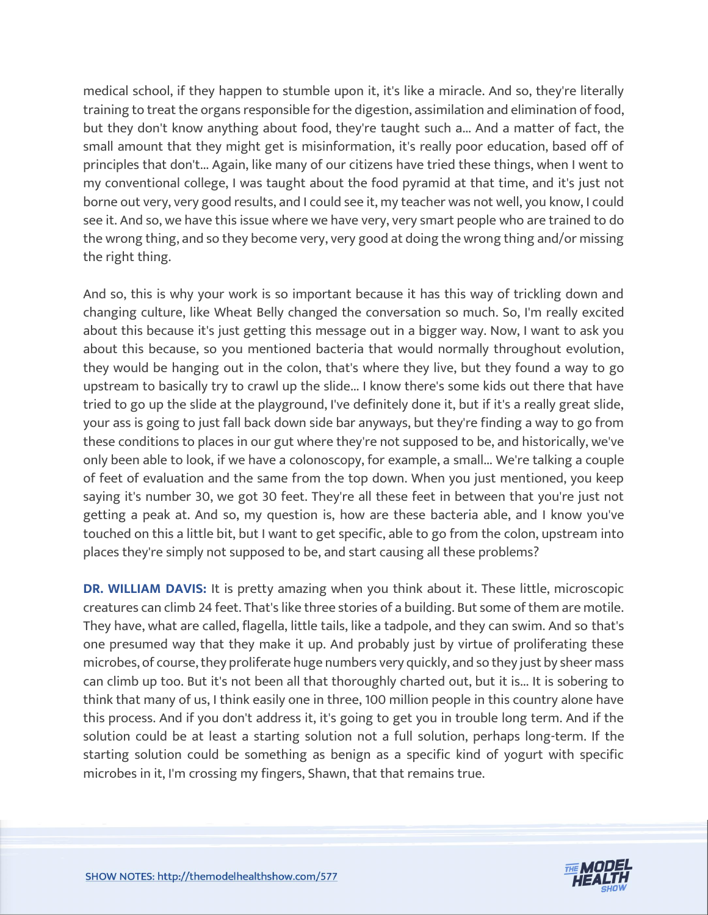medical school, if they happen to stumble upon it, it's like a miracle. And so, they're literally training to treat the organs responsible for the digestion, assimilation and elimination of food, but they don't know anything about food, they're taught such a... And a matter of fact, the small amount that they might get is misinformation, it's really poor education, based off of principles that don't... Again, like many of our citizens have tried these things, when I went to my conventional college, I was taught about the food pyramid at that time, and it's just not borne out very, very good results, and I could see it, my teacher was not well, you know, I could see it. And so, we have this issue where we have very, very smart people who are trained to do the wrong thing, and so they become very, very good at doing the wrong thing and/or missing the right thing.

And so, this is why your work is so important because it has this way of trickling down and changing culture, like Wheat Belly changed the conversation so much. So, I'm really excited about this because it's just getting this message out in a bigger way. Now, I want to ask you about this because, so you mentioned bacteria that would normally throughout evolution, they would be hanging out in the colon, that's where they live, but they found a way to go upstream to basically try to crawl up the slide... I know there's some kids out there that have tried to go up the slide at the playground, I've definitely done it, but if it's a really great slide, your ass is going to just fall back down side bar anyways, but they're finding a way to go from these conditions to places in our gut where they're not supposed to be, and historically, we've only been able to look, if we have a colonoscopy, for example, a small... We're talking a couple of feet of evaluation and the same from the top down. When you just mentioned, you keep saying it's number 30, we got 30 feet. They're all these feet in between that you're just not getting a peak at. And so, my question is, how are these bacteria able, and I know you've touched on this a little bit, but I want to get specific, able to go from the colon, upstream into places they're simply not supposed to be, and start causing all these problems?

**DR. WILLIAM DAVIS:** It is pretty amazing when you think about it. These little, microscopic creatures can climb 24 feet. That's like three stories of a building. But some of them are motile. They have, what are called, flagella, little tails, like a tadpole, and they can swim. And so that's one presumed way that they make it up. And probably just by virtue of proliferating these microbes, of course, they proliferate huge numbers very quickly, and so they just by sheer mass can climb up too. But it's not been all that thoroughly charted out, but it is... It is sobering to think that many of us, I think easily one in three, 100 million people in this country alone have this process. And if you don't address it, it's going to get you in trouble long term. And if the solution could be at least a starting solution not a full solution, perhaps long-term. If the starting solution could be something as benign as a specific kind of yogurt with specific microbes in it, I'm crossing my fingers, Shawn, that that remains true.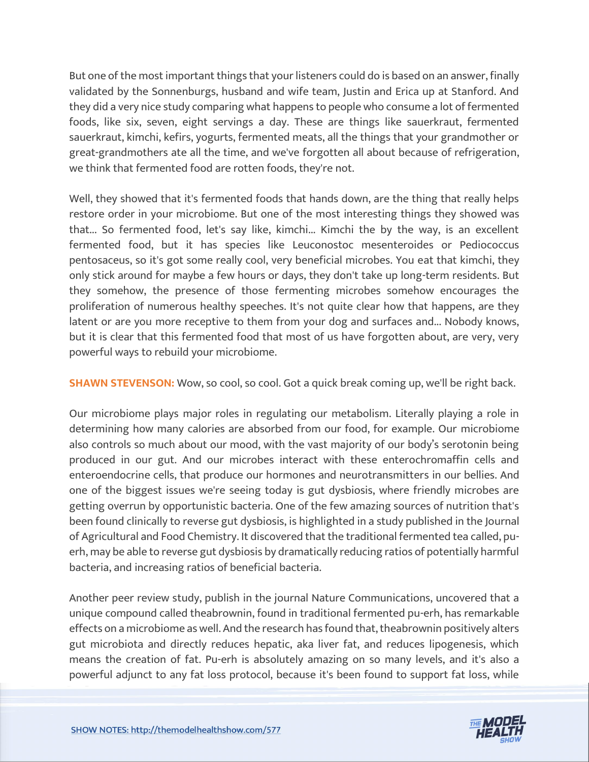But one of the most important things that your listeners could do is based on an answer, finally validated by the Sonnenburgs, husband and wife team, Justin and Erica up at Stanford. And they did a very nice study comparing what happens to people who consume a lot of fermented foods, like six, seven, eight servings a day. These are things like sauerkraut, fermented sauerkraut, kimchi, kefirs, yogurts, fermented meats, all the things that your grandmother or great-grandmothers ate all the time, and we've forgotten all about because of refrigeration, we think that fermented food are rotten foods, they're not.

Well, they showed that it's fermented foods that hands down, are the thing that really helps restore order in your microbiome. But one of the most interesting things they showed was that... So fermented food, let's say like, kimchi... Kimchi the by the way, is an excellent fermented food, but it has species like Leuconostoc mesenteroides or Pediococcus pentosaceus, so it's got some really cool, very beneficial microbes. You eat that kimchi, they only stick around for maybe a few hours or days, they don't take up long-term residents. But they somehow, the presence of those fermenting microbes somehow encourages the proliferation of numerous healthy speeches. It's not quite clear how that happens, are they latent or are you more receptive to them from your dog and surfaces and... Nobody knows, but it is clear that this fermented food that most of us have forgotten about, are very, very powerful ways to rebuild your microbiome.

**SHAWN STEVENSON:** Wow, so cool, so cool. Got a quick break coming up, we'll be right back.

Our microbiome plays major roles in regulating our metabolism. Literally playing a role in determining how many calories are absorbed from our food, for example. Our microbiome also controls so much about our mood, with the vast majority of our body's serotonin being produced in our gut. And our microbes interact with these enterochromaffin cells and enteroendocrine cells, that produce our hormones and neurotransmitters in our bellies. And one of the biggest issues we're seeing today is gut dysbiosis, where friendly microbes are getting overrun by opportunistic bacteria. One of the few amazing sources of nutrition that's been found clinically to reverse gut dysbiosis, is highlighted in a study published in the Journal of Agricultural and Food Chemistry. It discovered that the traditional fermented tea called, pu-erh, may be able to reverse gut dysbiosis by dramatically reducing ratios of potentially harmful bacteria, and increasing ratios of beneficial bacteria.

Another peer review study, publish in the journal Nature Communications, uncovered that a unique compound called theabrownin, found in traditional fermented pu-erh, has remarkable effects on a microbiome as well. And the research has found that, theabrownin positively alters gut microbiota and directly reduces hepatic, aka liver fat, and reduces lipogenesis, which means the creation of fat. Pu-erh is absolutely amazing on so many levels, and it's also a powerful adjunct to any fat loss protocol, because it's been found to support fat loss, while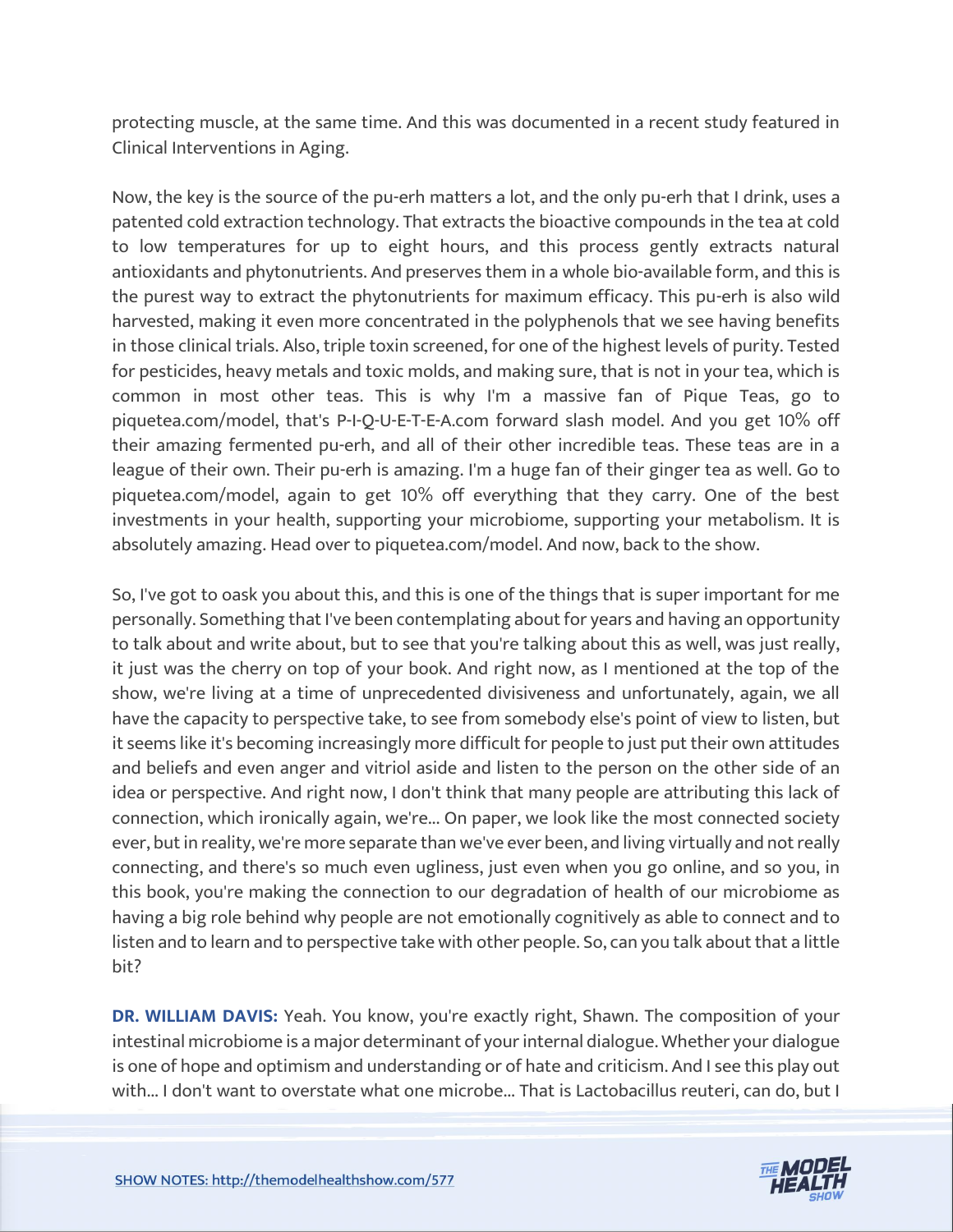protecting muscle, at the same time. And this was documented in a recent study featured in Clinical Interventions in Aging.

Now, the key is the source of the pu-erh matters a lot, and the only pu-erh that I drink, uses a patented cold extraction technology. That extracts the bioactive compounds in the tea at cold to low temperatures for up to eight hours, and this process gently extracts natural antioxidants and phytonutrients. And preserves them in a whole bio-available form, and this is the purest way to extract the phytonutrients for maximum efficacy. This pu-erh is also wild harvested, making it even more concentrated in the polyphenols that we see having benefits in those clinical trials. Also, triple toxin screened, for one of the highest levels of purity. Tested for pesticides, heavy metals and toxic molds, and making sure, that is not in your tea, which is common in most other teas. This is why I'm a massive fan of Pique Teas, go to piquetea.com/model, that's P-I-Q-U-E-T-E-A.com forward slash model. And you get 10% off their amazing fermented pu-erh, and all of their other incredible teas. These teas are in a league of their own. Their pu-erh is amazing. I'm a huge fan of their ginger tea as well. Go to piquetea.com/model, again to get 10% off everything that they carry. One of the best investments in your health, supporting your microbiome, supporting your metabolism. It is absolutely amazing. Head over to piquetea.com/model. And now, back to the show.

So, I've got to oask you about this, and this is one of the things that is super important for me personally. Something that I've been contemplating about for years and having an opportunity to talk about and write about, but to see that you're talking about this as well, was just really, it just was the cherry on top of your book. And right now, as I mentioned at the top of the show, we're living at a time of unprecedented divisiveness and unfortunately, again, we all have the capacity to perspective take, to see from somebody else's point of view to listen, but it seems like it's becoming increasingly more difficult for people to just put their own attitudes and beliefs and even anger and vitriol aside and listen to the person on the other side of an idea or perspective. And right now, I don't think that many people are attributing this lack of connection, which ironically again, we're... On paper, we look like the most connected society ever, but in reality, we're more separate than we've ever been, and living virtually and not really connecting, and there's so much even ugliness, just even when you go online, and so you, in this book, you're making the connection to our degradation of health of our microbiome as having a big role behind why people are not emotionally cognitively as able to connect and to listen and to learn and to perspective take with other people. So, can you talk about that a little bit?

**DR. WILLIAM DAVIS:** Yeah. You know, you're exactly right, Shawn. The composition of your intestinal microbiome is a major determinant of your internal dialogue. Whether your dialogue is one of hope and optimism and understanding or of hate and criticism. And I see this play out with... I don't want to overstate what one microbe... That is Lactobacillus reuteri, can do, but I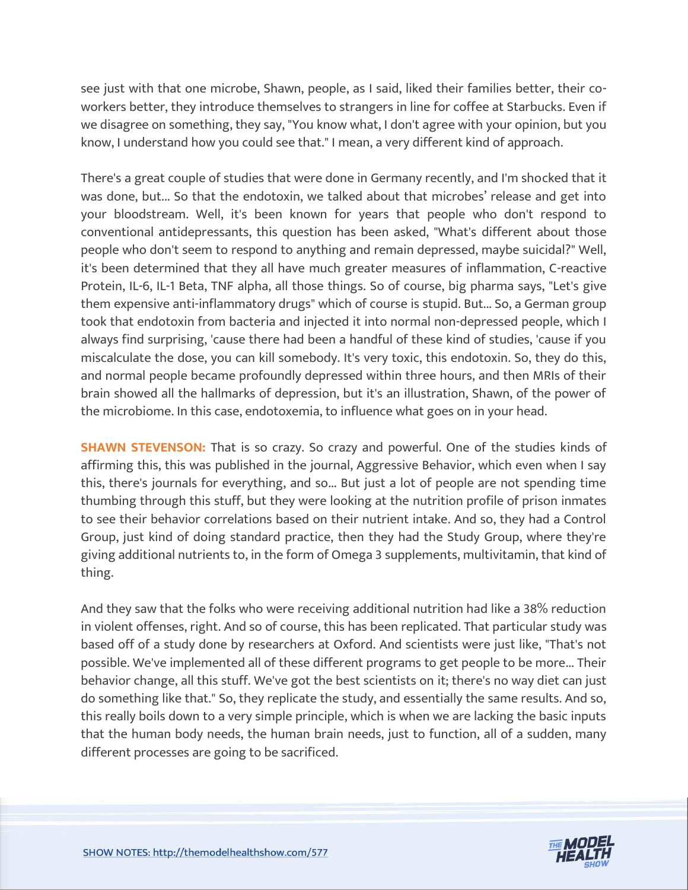see just with that one microbe, Shawn, people, as I said, liked their families better, their co-workers better, they introduce themselves to strangers in line for coffee at Starbucks. Even if we disagree on something, they say, "You know what, I don't agree with your opinion, but you know, I understand how you could see that." I mean, a very different kind of approach.

There's a great couple of studies that were done in Germany recently, and I'm shocked that it was done, but... So that the endotoxin, we talked about that microbes' release and get into your bloodstream. Well, it's been known for years that people who don't respond to conventional antidepressants, this question has been asked, "What's different about those people who don't seem to respond to anything and remain depressed, maybe suicidal?" Well, it's been determined that they all have much greater measures of inflammation, C-reactive Protein, IL-6, IL-1 Beta, TNF alpha, all those things. So of course, big pharma says, "Let's give them expensive anti-inflammatory drugs" which of course is stupid. But... So, a German group took that endotoxin from bacteria and injected it into normal non-depressed people, which I always find surprising, 'cause there had been a handful of these kind of studies, 'cause if you miscalculate the dose, you can kill somebody. It's very toxic, this endotoxin. So, they do this, and normal people became profoundly depressed within three hours, and then MRIs of their brain showed all the hallmarks of depression, but it's an illustration, Shawn, of the power of the microbiome. In this case, endotoxemia, to influence what goes on in your head.

**SHAWN STEVENSON:** That is so crazy. So crazy and powerful. One of the studies kinds of affirming this, this was published in the journal, Aggressive Behavior, which even when I say this, there's journals for everything, and so... But just a lot of people are not spending time thumbing through this stuff, but they were looking at the nutrition profile of prison inmates to see their behavior correlations based on their nutrient intake. And so, they had a Control Group, just kind of doing standard practice, then they had the Study Group, where they're giving additional nutrients to, in the form of Omega 3 supplements, multivitamin, that kind of thing.

And they saw that the folks who were receiving additional nutrition had like a 38% reduction in violent offenses, right. And so of course, this has been replicated. That particular study was based off of a study done by researchers at Oxford. And scientists were just like, "That's not possible. We've implemented all of these different programs to get people to be more... Their behavior change, all this stuff. We've got the best scientists on it; there's no way diet can just do something like that." So, they replicate the study, and essentially the same results. And so, this really boils down to a very simple principle, which is when we are lacking the basic inputs that the human body needs, the human brain needs, just to function, all of a sudden, many different processes are going to be sacrificed.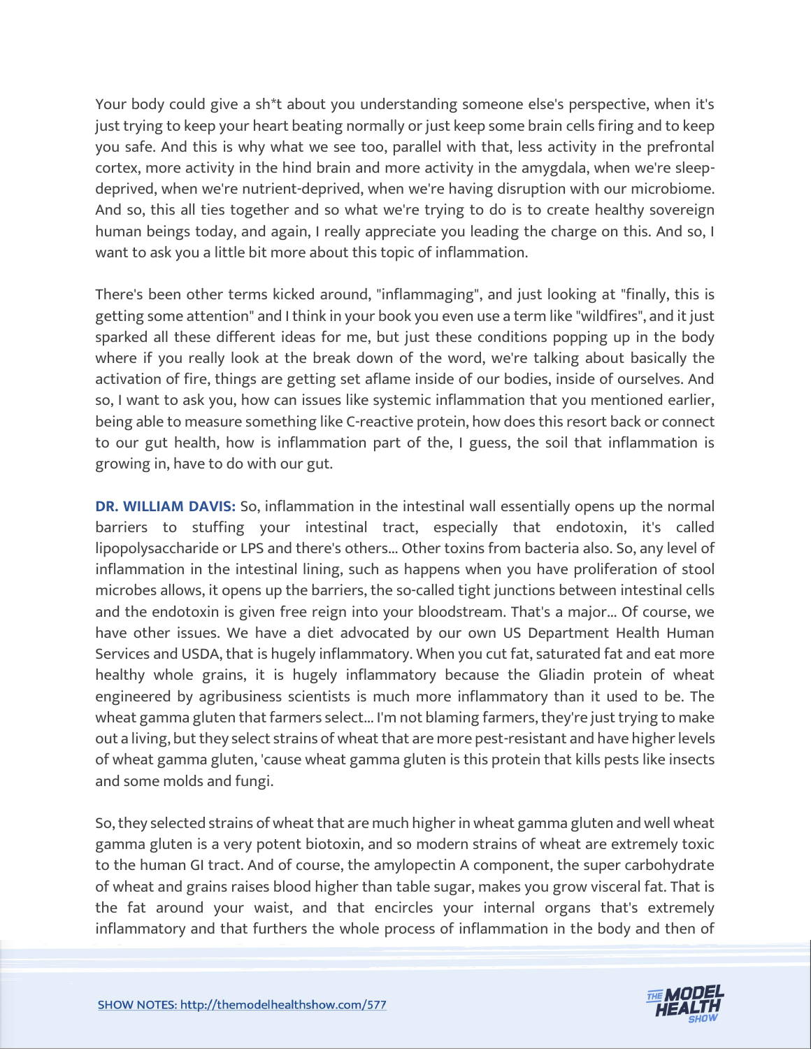Your body could give a sh*t about you understanding someone else's perspective, when it's just trying to keep your heart beating normally or just keep some brain cells firing and to keep you safe. And this is why what we see too, parallel with that, less activity in the prefrontal cortex, more activity in the hind brain and more activity in the amygdala, when we're sleep-deprived, when we're nutrient-deprived, when we're having disruption with our microbiome. And so, this all ties together and so what we're trying to do is to create healthy sovereign human beings today, and again, I really appreciate you leading the charge on this. And so, I want to ask you a little bit more about this topic of inflammation.

There's been other terms kicked around, "inflammaging", and just looking at "finally, this is getting some attention" and I think in your book you even use a term like "wildfires", and it just sparked all these different ideas for me, but just these conditions popping up in the body where if you really look at the break down of the word, we're talking about basically the activation of fire, things are getting set aflame inside of our bodies, inside of ourselves. And so, I want to ask you, how can issues like systemic inflammation that you mentioned earlier, being able to measure something like C-reactive protein, how does this resort back or connect to our gut health, how is inflammation part of the, I guess, the soil that inflammation is growing in, have to do with our gut.

**DR. WILLIAM DAVIS:** So, inflammation in the intestinal wall essentially opens up the normal barriers to stuffing your intestinal tract, especially that endotoxin, it's called lipopolysaccharide or LPS and there's others... Other toxins from bacteria also. So, any level of inflammation in the intestinal lining, such as happens when you have proliferation of stool microbes allows, it opens up the barriers, the so-called tight junctions between intestinal cells and the endotoxin is given free reign into your bloodstream. That's a major... Of course, we have other issues. We have a diet advocated by our own US Department Health Human Services and USDA, that is hugely inflammatory. When you cut fat, saturated fat and eat more healthy whole grains, it is hugely inflammatory because the Gliadin protein of wheat engineered by agribusiness scientists is much more inflammatory than it used to be. The wheat gamma gluten that farmers select... I'm not blaming farmers, they're just trying to make out a living, but they select strains of wheat that are more pest-resistant and have higher levels of wheat gamma gluten, 'cause wheat gamma gluten is this protein that kills pests like insects and some molds and fungi.

So, they selected strains of wheat that are much higher in wheat gamma gluten and well wheat gamma gluten is a very potent biotoxin, and so modern strains of wheat are extremely toxic to the human GI tract. And of course, the amylopectin A component, the super carbohydrate of wheat and grains raises blood higher than table sugar, makes you grow visceral fat. That is the fat around your waist, and that encircles your internal organs that's extremely inflammatory and that furthers the whole process of inflammation in the body and then of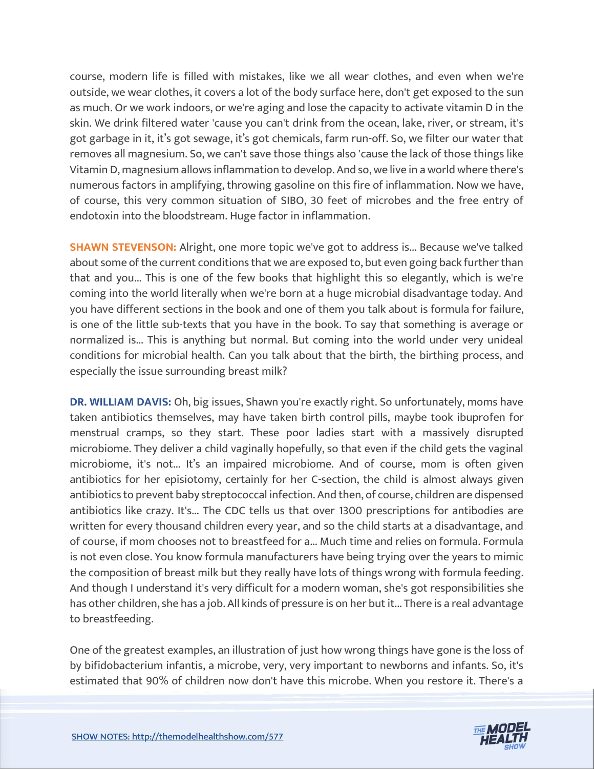course, modern life is filled with mistakes, like we all wear clothes, and even when we're outside, we wear clothes, it covers a lot of the body surface here, don't get exposed to the sun as much. Or we work indoors, or we're aging and lose the capacity to activate vitamin D in the skin. We drink filtered water 'cause you can't drink from the ocean, lake, river, or stream, it's got garbage in it, it's got sewage, it's got chemicals, farm run-off. So, we filter our water that removes all magnesium. So, we can't save those things also 'cause the lack of those things like Vitamin D, magnesium allows inflammation to develop. And so, we live in a world where there's numerous factors in amplifying, throwing gasoline on this fire of inflammation. Now we have, of course, this very common situation of SIBO, 30 feet of microbes and the free entry of endotoxin into the bloodstream. Huge factor in inflammation.

**SHAWN STEVENSON:** Alright, one more topic we've got to address is... Because we've talked about some of the current conditions that we are exposed to, but even going back further than that and you... This is one of the few books that highlight this so elegantly, which is we're coming into the world literally when we're born at a huge microbial disadvantage today. And you have different sections in the book and one of them you talk about is formula for failure, is one of the little sub-texts that you have in the book. To say that something is average or normalized is... This is anything but normal. But coming into the world under very unideal conditions for microbial health. Can you talk about that the birth, the birthing process, and especially the issue surrounding breast milk?

**DR. WILLIAM DAVIS:** Oh, big issues, Shawn you're exactly right. So unfortunately, moms have taken antibiotics themselves, may have taken birth control pills, maybe took ibuprofen for menstrual cramps, so they start. These poor ladies start with a massively disrupted microbiome. They deliver a child vaginally hopefully, so that even if the child gets the vaginal microbiome, it's not... It's an impaired microbiome. And of course, mom is often given antibiotics for her episiotomy, certainly for her C-section, the child is almost always given antibiotics to prevent baby streptococcal infection. And then, of course, children are dispensed antibiotics like crazy. It's... The CDC tells us that over 1300 prescriptions for antibodies are written for every thousand children every year, and so the child starts at a disadvantage, and of course, if mom chooses not to breastfeed for a... Much time and relies on formula. Formula is not even close. You know formula manufacturers have being trying over the years to mimic the composition of breast milk but they really have lots of things wrong with formula feeding. And though I understand it's very difficult for a modern woman, she's got responsibilities she has other children, she has a job. All kinds of pressure is on her but it... There is a real advantage to breastfeeding.

One of the greatest examples, an illustration of just how wrong things have gone is the loss of by bifidobacterium infantis, a microbe, very, very important to newborns and infants. So, it's estimated that 90% of children now don't have this microbe. When you restore it. There's a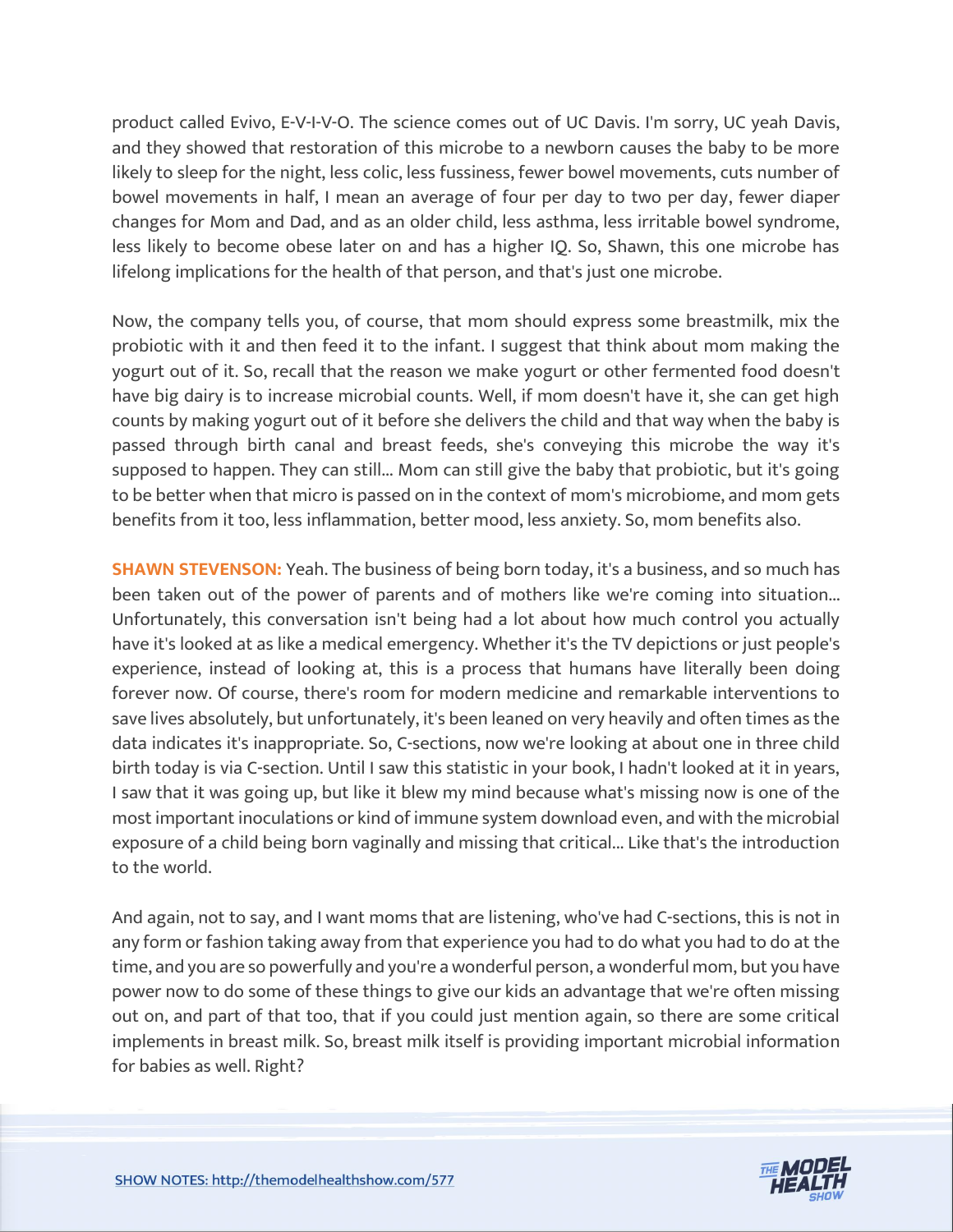product called Evivo, E-V-I-V-O. The science comes out of UC Davis. I'm sorry, UC yeah Davis, and they showed that restoration of this microbe to a newborn causes the baby to be more likely to sleep for the night, less colic, less fussiness, fewer bowel movements, cuts number of bowel movements in half, I mean an average of four per day to two per day, fewer diaper changes for Mom and Dad, and as an older child, less asthma, less irritable bowel syndrome, less likely to become obese later on and has a higher IQ. So, Shawn, this one microbe has lifelong implications for the health of that person, and that's just one microbe.

Now, the company tells you, of course, that mom should express some breastmilk, mix the probiotic with it and then feed it to the infant. I suggest that think about mom making the yogurt out of it. So, recall that the reason we make yogurt or other fermented food doesn't have big dairy is to increase microbial counts. Well, if mom doesn't have it, she can get high counts by making yogurt out of it before she delivers the child and that way when the baby is passed through birth canal and breast feeds, she's conveying this microbe the way it's supposed to happen. They can still... Mom can still give the baby that probiotic, but it's going to be better when that micro is passed on in the context of mom's microbiome, and mom gets benefits from it too, less inflammation, better mood, less anxiety. So, mom benefits also.

**SHAWN STEVENSON:** Yeah. The business of being born today, it's a business, and so much has been taken out of the power of parents and of mothers like we're coming into situation... Unfortunately, this conversation isn't being had a lot about how much control you actually have it's looked at as like a medical emergency. Whether it's the TV depictions or just people's experience, instead of looking at, this is a process that humans have literally been doing forever now. Of course, there's room for modern medicine and remarkable interventions to save lives absolutely, but unfortunately, it's been leaned on very heavily and often times as the data indicates it's inappropriate. So, C-sections, now we're looking at about one in three child birth today is via C-section. Until I saw this statistic in your book, I hadn't looked at it in years, I saw that it was going up, but like it blew my mind because what's missing now is one of the most important inoculations or kind of immune system download even, and with the microbial exposure of a child being born vaginally and missing that critical... Like that's the introduction to the world.

And again, not to say, and I want moms that are listening, who've had C-sections, this is not in any form or fashion taking away from that experience you had to do what you had to do at the time, and you are so powerfully and you're a wonderful person, a wonderful mom, but you have power now to do some of these things to give our kids an advantage that we're often missing out on, and part of that too, that if you could just mention again, so there are some critical implements in breast milk. So, breast milk itself is providing important microbial information for babies as well. Right?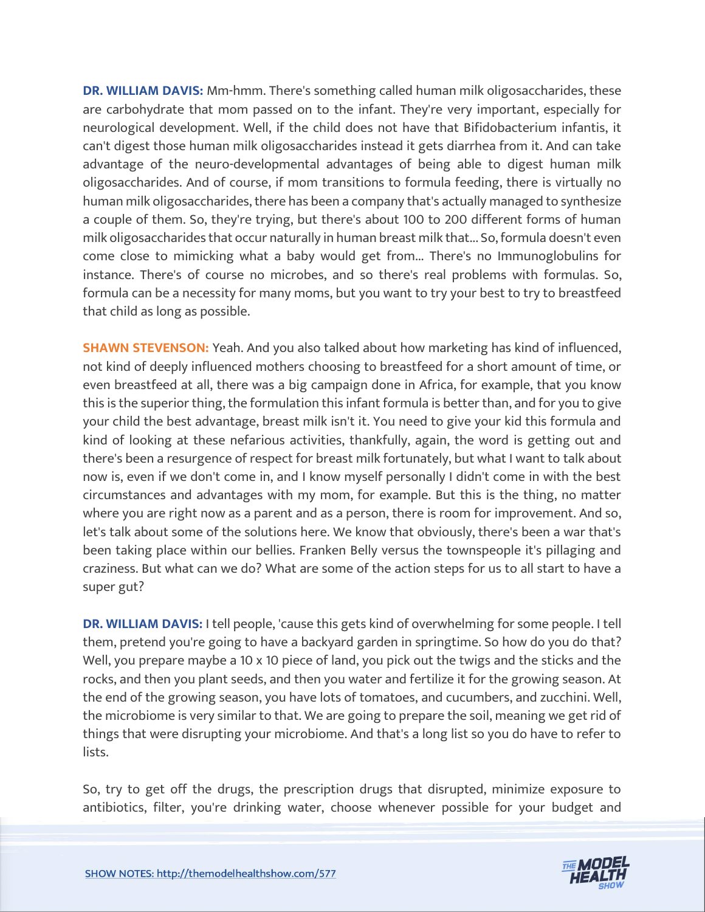**DR. WILLIAM DAVIS:** Mm-hmm. There's something called human milk oligosaccharides, these are carbohydrate that mom passed on to the infant. They're very important, especially for neurological development. Well, if the child does not have that Bifidobacterium infantis, it can't digest those human milk oligosaccharides instead it gets diarrhea from it. And can take advantage of the neuro-developmental advantages of being able to digest human milk oligosaccharides. And of course, if mom transitions to formula feeding, there is virtually no human milk oligosaccharides, there has been a company that's actually managed to synthesize a couple of them. So, they're trying, but there's about 100 to 200 different forms of human milk oligosaccharides that occur naturally in human breast milk that... So, formula doesn't even come close to mimicking what a baby would get from... There's no Immunoglobulins for instance. There's of course no microbes, and so there's real problems with formulas. So, formula can be a necessity for many moms, but you want to try your best to try to breastfeed that child as long as possible.

**SHAWN STEVENSON:** Yeah. And you also talked about how marketing has kind of influenced, not kind of deeply influenced mothers choosing to breastfeed for a short amount of time, or even breastfeed at all, there was a big campaign done in Africa, for example, that you know this is the superior thing, the formulation this infant formula is better than, and for you to give your child the best advantage, breast milk isn't it. You need to give your kid this formula and kind of looking at these nefarious activities, thankfully, again, the word is getting out and there's been a resurgence of respect for breast milk fortunately, but what I want to talk about now is, even if we don't come in, and I know myself personally I didn't come in with the best circumstances and advantages with my mom, for example. But this is the thing, no matter where you are right now as a parent and as a person, there is room for improvement. And so, let's talk about some of the solutions here. We know that obviously, there's been a war that's been taking place within our bellies. Franken Belly versus the townspeople it's pillaging and craziness. But what can we do? What are some of the action steps for us to all start to have a super gut?

**DR. WILLIAM DAVIS:** I tell people, 'cause this gets kind of overwhelming for some people. I tell them, pretend you're going to have a backyard garden in springtime. So how do you do that? Well, you prepare maybe a 10 x 10 piece of land, you pick out the twigs and the sticks and the rocks, and then you plant seeds, and then you water and fertilize it for the growing season. At the end of the growing season, you have lots of tomatoes, and cucumbers, and zucchini. Well, the microbiome is very similar to that. We are going to prepare the soil, meaning we get rid of things that were disrupting your microbiome. And that's a long list so you do have to refer to lists.

So, try to get off the drugs, the prescription drugs that disrupted, minimize exposure to antibiotics, filter, you're drinking water, choose whenever possible for your budget and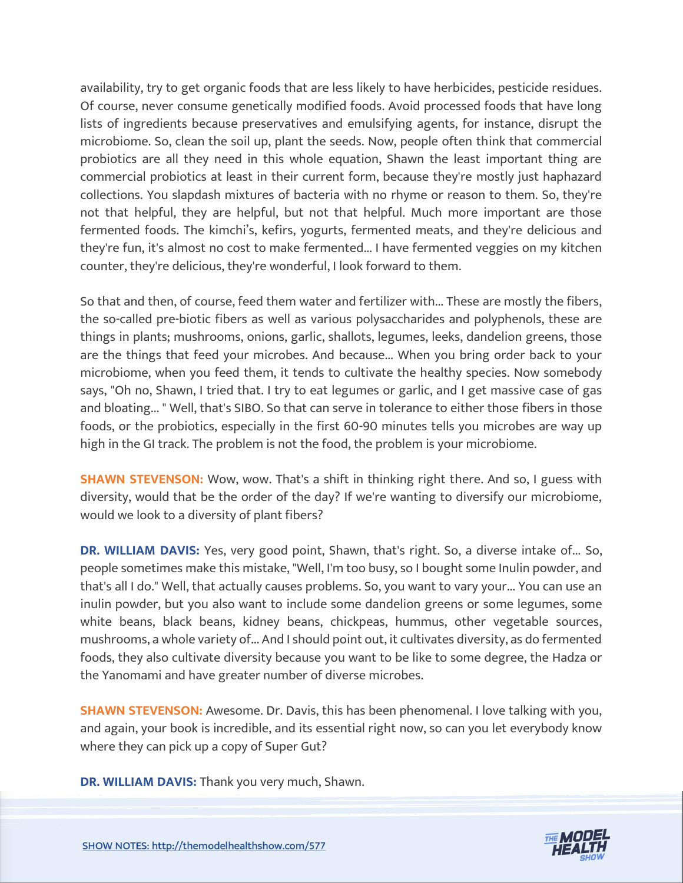availability, try to get organic foods that are less likely to have herbicides, pesticide residues. Of course, never consume genetically modified foods. Avoid processed foods that have long lists of ingredients because preservatives and emulsifying agents, for instance, disrupt the microbiome. So, clean the soil up, plant the seeds. Now, people often think that commercial probiotics are all they need in this whole equation, Shawn the least important thing are commercial probiotics at least in their current form, because they're mostly just haphazard collections. You slapdash mixtures of bacteria with no rhyme or reason to them. So, they're not that helpful, they are helpful, but not that helpful. Much more important are those fermented foods. The kimchi's, kefirs, yogurts, fermented meats, and they're delicious and they're fun, it's almost no cost to make fermented... I have fermented veggies on my kitchen counter, they're delicious, they're wonderful, I look forward to them.

So that and then, of course, feed them water and fertilizer with... These are mostly the fibers, the so-called pre-biotic fibers as well as various polysaccharides and polyphenols, these are things in plants; mushrooms, onions, garlic, shallots, legumes, leeks, dandelion greens, those are the things that feed your microbes. And because... When you bring order back to your microbiome, when you feed them, it tends to cultivate the healthy species. Now somebody says, "Oh no, Shawn, I tried that. I try to eat legumes or garlic, and I get massive case of gas and bloating... " Well, that's SIBO. So that can serve in tolerance to either those fibers in those foods, or the probiotics, especially in the first 60-90 minutes tells you microbes are way up high in the GI track. The problem is not the food, the problem is your microbiome.

**SHAWN STEVENSON:** Wow, wow. That's a shift in thinking right there. And so, I guess with diversity, would that be the order of the day? If we're wanting to diversify our microbiome, would we look to a diversity of plant fibers?

**DR. WILLIAM DAVIS:** Yes, very good point, Shawn, that's right. So, a diverse intake of... So, people sometimes make this mistake, "Well, I'm too busy, so I bought some Inulin powder, and that's all I do." Well, that actually causes problems. So, you want to vary your... You can use an inulin powder, but you also want to include some dandelion greens or some legumes, some white beans, black beans, kidney beans, chickpeas, hummus, other vegetable sources, mushrooms, a whole variety of... And I should point out, it cultivates diversity, as do fermented foods, they also cultivate diversity because you want to be like to some degree, the Hadza or the Yanomami and have greater number of diverse microbes.

**SHAWN STEVENSON:** Awesome. Dr. Davis, this has been phenomenal. I love talking with you, and again, your book is incredible, and its essential right now, so can you let everybody know where they can pick up a copy of Super Gut?

**DR. WILLIAM DAVIS:** Thank you very much, Shawn.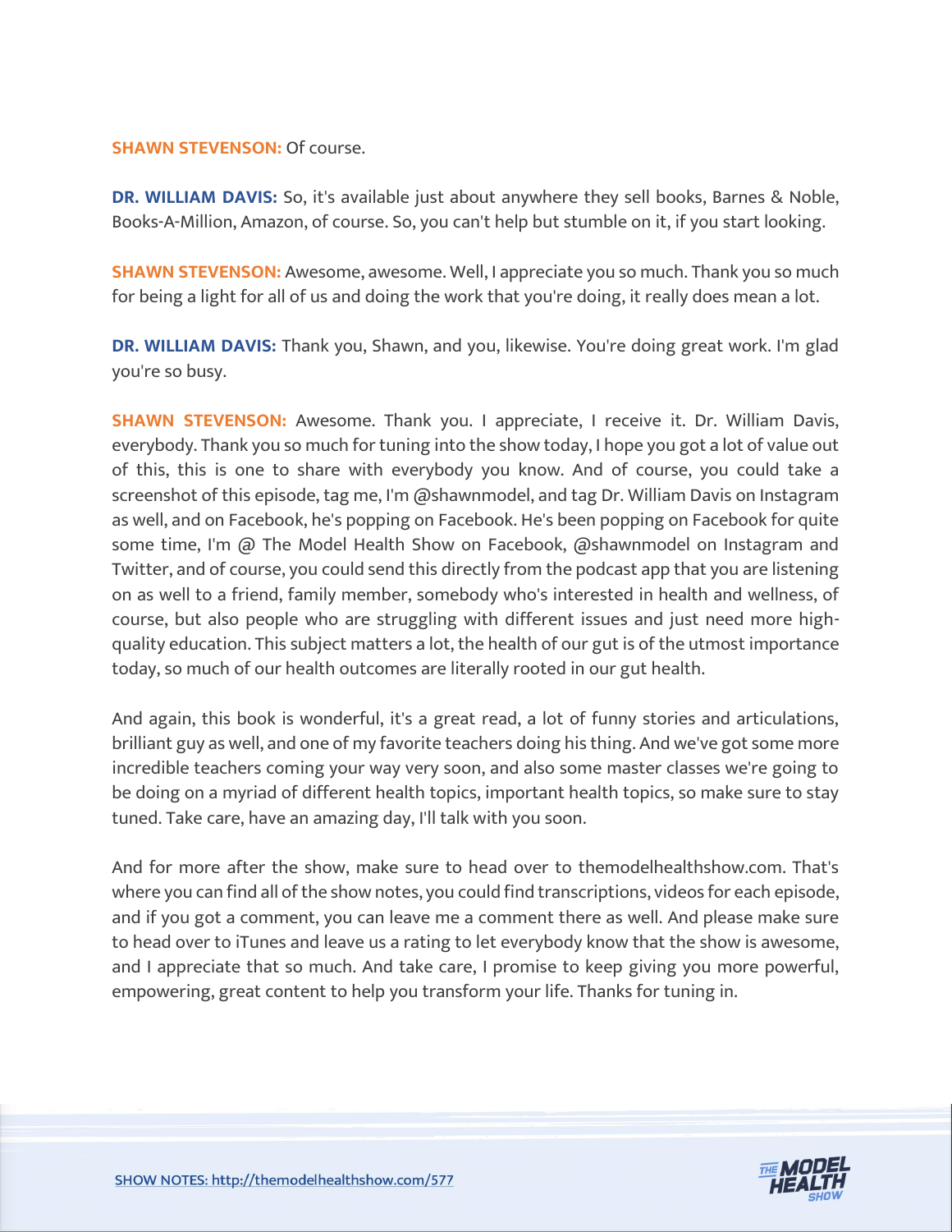**SHAWN STEVENSON:** Of course.

**DR. WILLIAM DAVIS:** So, it's available just about anywhere they sell books, Barnes & Noble, Books-A-Million, Amazon, of course. So, you can't help but stumble on it, if you start looking.

**SHAWN STEVENSON:** Awesome, awesome. Well, I appreciate you so much. Thank you so much for being a light for all of us and doing the work that you're doing, it really does mean a lot.

**DR. WILLIAM DAVIS:** Thank you, Shawn, and you, likewise. You're doing great work. I'm glad you're so busy.

**SHAWN STEVENSON:** Awesome. Thank you. I appreciate, I receive it. Dr. William Davis, everybody. Thank you so much for tuning into the show today, I hope you got a lot of value out of this, this is one to share with everybody you know. And of course, you could take a screenshot of this episode, tag me, I'm @shawnmodel, and tag Dr. William Davis on Instagram as well, and on Facebook, he's popping on Facebook. He's been popping on Facebook for quite some time, I'm @ The Model Health Show on Facebook, @shawnmodel on Instagram and Twitter, and of course, you could send this directly from the podcast app that you are listening on as well to a friend, family member, somebody who's interested in health and wellness, of course, but also people who are struggling with different issues and just need more high-quality education. This subject matters a lot, the health of our gut is of the utmost importance today, so much of our health outcomes are literally rooted in our gut health.

And again, this book is wonderful, it's a great read, a lot of funny stories and articulations, brilliant guy as well, and one of my favorite teachers doing his thing. And we've got some more incredible teachers coming your way very soon, and also some master classes we're going to be doing on a myriad of different health topics, important health topics, so make sure to stay tuned. Take care, have an amazing day, I'll talk with you soon.

And for more after the show, make sure to head over to themodelhealthshow.com. That's where you can find all of the show notes, you could find transcriptions, videos for each episode, and if you got a comment, you can leave me a comment there as well. And please make sure to head over to iTunes and leave us a rating to let everybody know that the show is awesome, and I appreciate that so much. And take care, I promise to keep giving you more powerful, empowering, great content to help you transform your life. Thanks for tuning in.